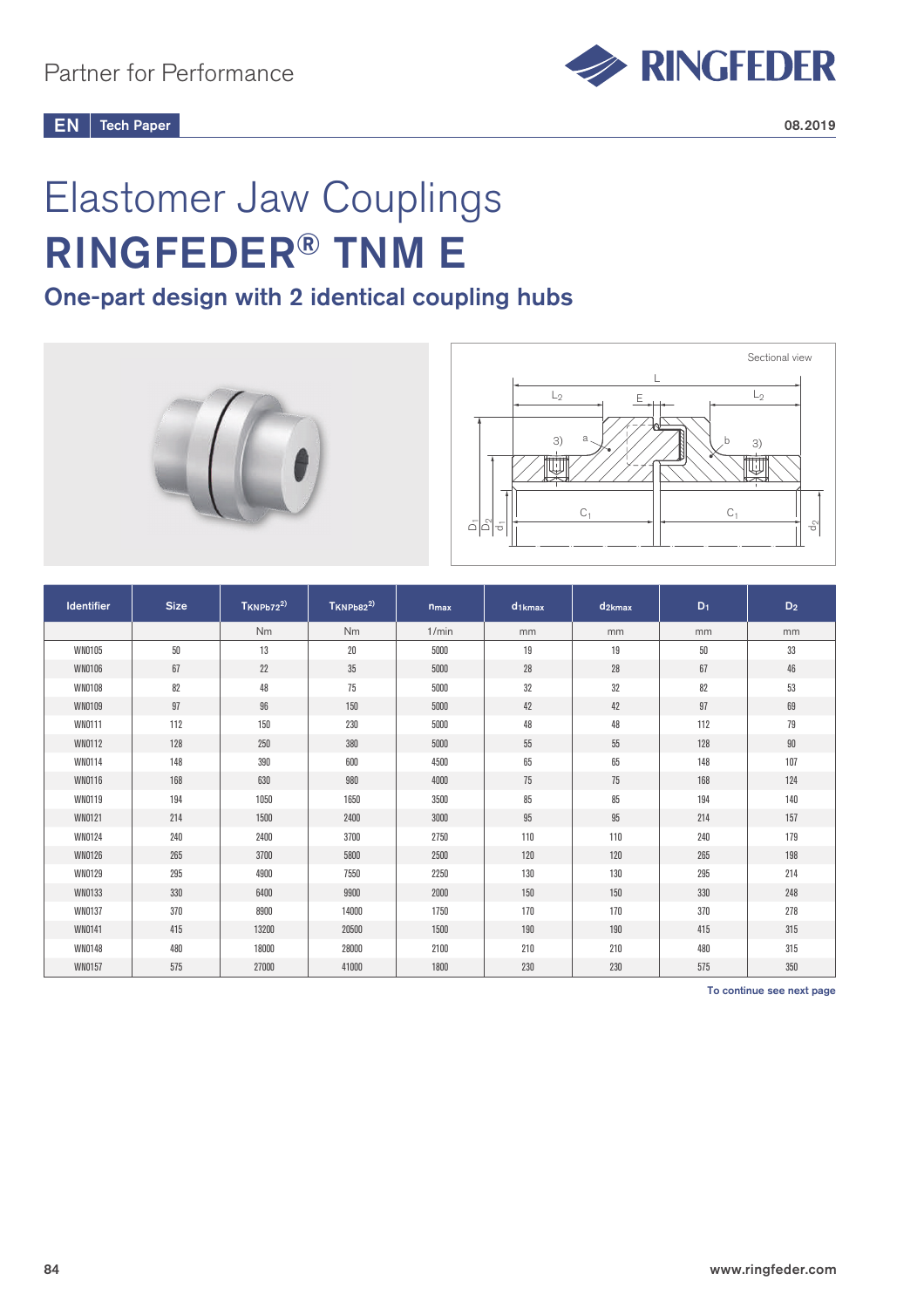Partner for Performance

EN Tech Paper

08.2019

# Elastomer Jaw Couplings
# RINGFEDER® TNM E

## One-part design with 2 identical coupling hubs

| Identifier | Size | $T_{KNPb72}$ [2)] | $T_{KNPb82}$ [2)] | $n_{max}$ | $d_{1kmax}$ | $d_{2kmax}$ | $D_1$ | $D_2$ |
|---|---|---|---|---|---|---|---|---|
| | | Nm | Nm | 1/min | mm | mm | mm | mm |
| WN0105 | 50 | 13 | 20 | 5000 | 19 | 19 | 50 | 33 |
| WN0106 | 67 | 22 | 35 | 5000 | 28 | 28 | 67 | 46 |
| WN0108 | 82 | 48 | 75 | 5000 | 32 | 32 | 82 | 53 |
| WN0109 | 97 | 96 | 150 | 5000 | 42 | 42 | 97 | 69 |
| WN0111 | 112 | 150 | 230 | 5000 | 48 | 48 | 112 | 79 |
| WN0112 | 128 | 250 | 380 | 5000 | 55 | 55 | 128 | 90 |
| WN0114 | 148 | 390 | 600 | 4500 | 65 | 65 | 148 | 107 |
| WN0116 | 168 | 630 | 980 | 4000 | 75 | 75 | 168 | 124 |
| WN0119 | 194 | 1050 | 1650 | 3500 | 85 | 85 | 194 | 140 |
| WN0121 | 214 | 1500 | 2400 | 3000 | 95 | 95 | 214 | 157 |
| WN0124 | 240 | 2400 | 3700 | 2750 | 110 | 110 | 240 | 179 |
| WN0126 | 265 | 3700 | 5800 | 2500 | 120 | 120 | 265 | 198 |
| WN0129 | 295 | 4900 | 7550 | 2250 | 130 | 130 | 295 | 214 |
| WN0133 | 330 | 6400 | 9900 | 2000 | 150 | 150 | 330 | 248 |
| WN0137 | 370 | 8900 | 14000 | 1750 | 170 | 170 | 370 | 278 |
| WN0141 | 415 | 13200 | 20500 | 1500 | 190 | 190 | 415 | 315 |
| WN0148 | 480 | 18000 | 28000 | 2100 | 210 | 210 | 480 | 315 |
| WN0157 | 575 | 27000 | 41000 | 1800 | 230 | 230 | 575 | 350 |

To continue see next page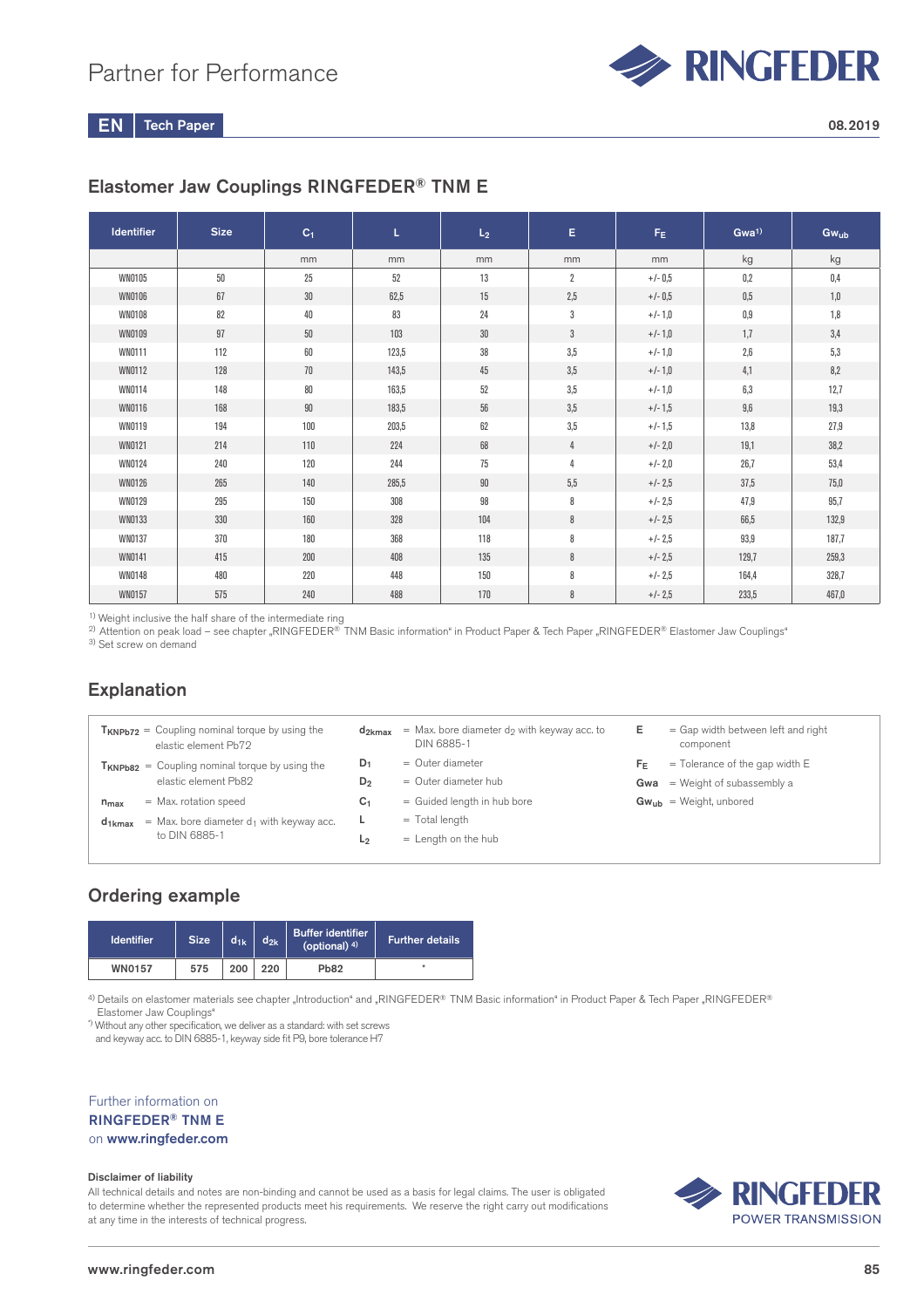## Elastomer Jaw Couplings RINGFEDER® TNM E

| Identifier | Size | $C_1$ | L | $L_2$ | E | $F_E$ | Gwa[1)] | $Gw_{ub}$ |
|---|---|---|---|---|---|---|---|---|
| | | mm | mm | mm | mm | mm | kg | kg |
| WN0105 | 50 | 25 | 52 | 13 | 2 | +/- 0,5 | 0,2 | 0,4 |
| WN0106 | 67 | 30 | 62,5 | 15 | 2,5 | +/- 0,5 | 0,5 | 1,0 |
| WN0108 | 82 | 40 | 83 | 24 | 3 | +/- 1,0 | 0,9 | 1,8 |
| WN0109 | 97 | 50 | 103 | 30 | 3 | +/- 1,0 | 1,7 | 3,4 |
| WN0111 | 112 | 60 | 123,5 | 38 | 3,5 | +/- 1,0 | 2,6 | 5,3 |
| WN0112 | 128 | 70 | 143,5 | 45 | 3,5 | +/- 1,0 | 4,1 | 8,2 |
| WN0114 | 148 | 80 | 163,5 | 52 | 3,5 | +/- 1,0 | 6,3 | 12,7 |
| WN0116 | 168 | 90 | 183,5 | 56 | 3,5 | +/- 1,5 | 9,6 | 19,3 |
| WN0119 | 194 | 100 | 203,5 | 62 | 3,5 | +/- 1,5 | 13,8 | 27,9 |
| WN0121 | 214 | 110 | 224 | 68 | 4 | +/- 2,0 | 19,1 | 38,2 |
| WN0124 | 240 | 120 | 244 | 75 | 4 | +/- 2,0 | 26,7 | 53,4 |
| WN0126 | 265 | 140 | 285,5 | 90 | 5,5 | +/- 2,5 | 37,5 | 75,0 |
| WN0129 | 295 | 150 | 308 | 98 | 8 | +/- 2,5 | 47,9 | 95,7 |
| WN0133 | 330 | 160 | 328 | 104 | 8 | +/- 2,5 | 66,5 | 132,9 |
| WN0137 | 370 | 180 | 368 | 118 | 8 | +/- 2,5 | 93,9 | 187,7 |
| WN0141 | 415 | 200 | 408 | 135 | 8 | +/- 2,5 | 129,7 | 259,3 |
| WN0148 | 480 | 220 | 448 | 150 | 8 | +/- 2,5 | 164,4 | 328,7 |
| WN0157 | 575 | 240 | 488 | 170 | 8 | +/- 2,5 | 233,5 | 467,0 |

[1)] Weight inclusive the half share of the intermediate ring
[2)] Attention on peak load – see chapter „RINGFEDER® TNM Basic information" in Product Paper & Tech Paper „RINGFEDER® Elastomer Jaw Couplings"
[3)] Set screw on demand

## Explanation

- $T_{KNPb72}$ = Coupling nominal torque by using the elastic element Pb72
- $T_{KNPb82}$ = Coupling nominal torque by using the elastic element Pb82
- $n_{max}$ = Max. rotation speed
- $d_{1kmax}$ = Max. bore diameter $d_1$ with keyway acc. to DIN 6885-1
- $d_{2kmax}$ = Max. bore diameter $d_2$ with keyway acc. to DIN 6885-1
- $D_1$ = Outer diameter
- $D_2$ = Outer diameter hub
- $C_1$ = Guided length in hub bore
- L = Total length
- $L_2$ = Length on the hub
- E = Gap width between left and right component
- $F_E$ = Tolerance of the gap width E
- Gwa = Weight of subassembly a
- $Gw_{ub}$ = Weight, unbored

## Ordering example

| Identifier | Size | $d_{1k}$ | $d_{2k}$ | Buffer identifier (optional) [4)] | Further details |
|---|---|---|---|---|---|
| WN0157 | 575 | 200 | 220 | Pb82 | * |

[4)] Details on elastomer materials see chapter „Introduction" and „RINGFEDER® TNM Basic information" in Product Paper & Tech Paper „RINGFEDER® Elastomer Jaw Couplings"
*) Without any other specification, we deliver as a standard: with set screws and keyway acc. to DIN 6885-1, keyway side fit P9, bore tolerance H7

Further information on
**RINGFEDER® TNM E**
on **www.ringfeder.com**

**Disclaimer of liability**
All technical details and notes are non-binding and cannot be used as a basis for legal claims. The user is obligated to determine whether the represented products meet his requirements. We reserve the right carry out modifications at any time in the interests of technical progress.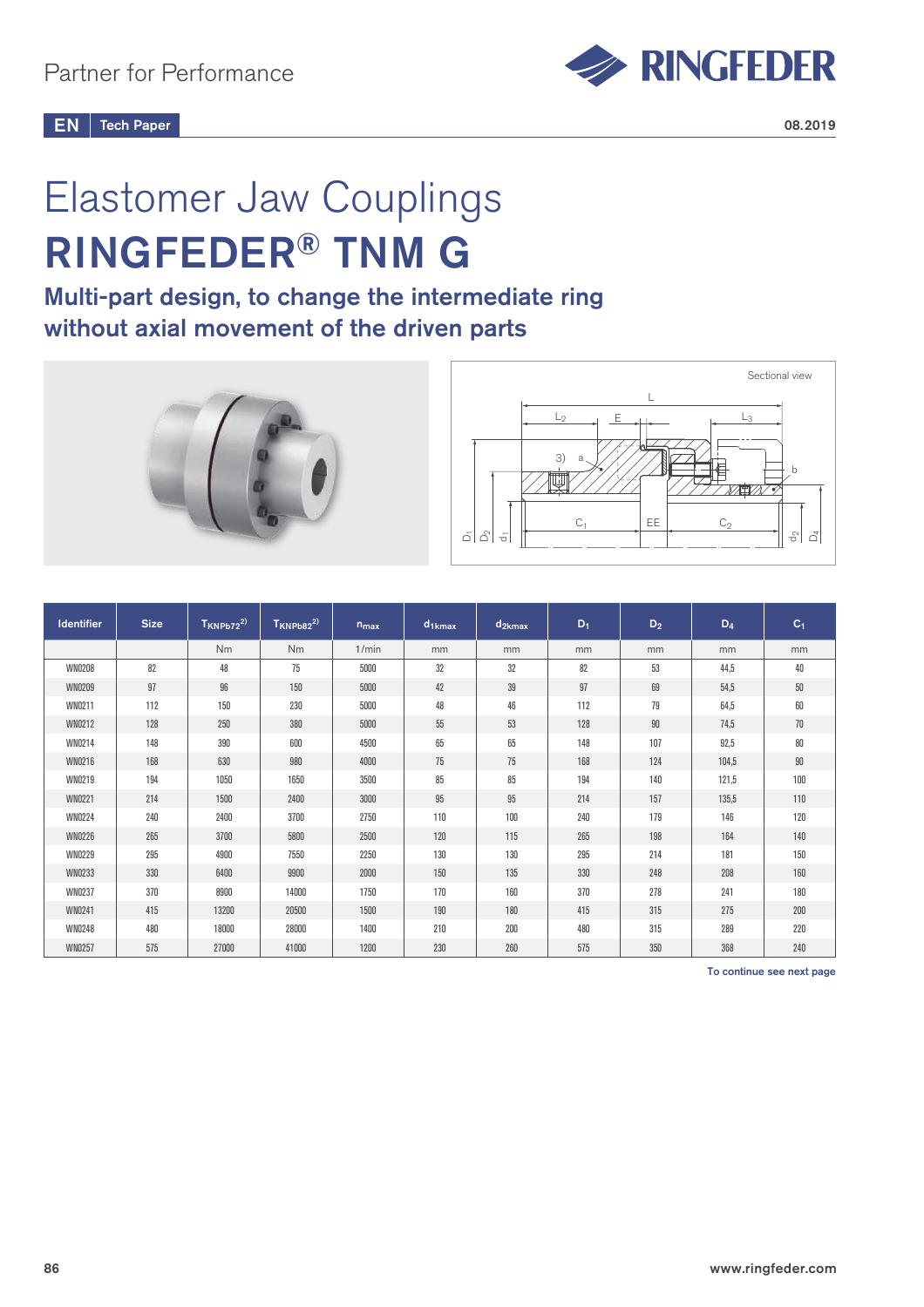Partner for Performance

EN Tech Paper

08.2019

# Elastomer Jaw Couplings

# RINGFEDER® TNM G

## Multi-part design, to change the intermediate ring without axial movement of the driven parts

| Identifier | Size | $T_{KNPb72}$ [2)] | $T_{KNPb82}$ [2)] | $n_{max}$ | $d_{1kmax}$ | $d_{2kmax}$ | $D_1$ | $D_2$ | $D_4$ | $C_1$ |
|---|---|---|---|---|---|---|---|---|---|---|
| | | Nm | Nm | 1/min | mm | mm | mm | mm | mm | mm |
| WN0208 | 82 | 48 | 75 | 5000 | 32 | 32 | 82 | 53 | 44,5 | 40 |
| WN0209 | 97 | 96 | 150 | 5000 | 42 | 39 | 97 | 69 | 54,5 | 50 |
| WN0211 | 112 | 150 | 230 | 5000 | 48 | 46 | 112 | 79 | 64,5 | 60 |
| WN0212 | 128 | 250 | 380 | 5000 | 55 | 53 | 128 | 90 | 74,5 | 70 |
| WN0214 | 148 | 390 | 600 | 4500 | 65 | 65 | 148 | 107 | 92,5 | 80 |
| WN0216 | 168 | 630 | 980 | 4000 | 75 | 75 | 168 | 124 | 104,5 | 90 |
| WN0219 | 194 | 1050 | 1650 | 3500 | 85 | 85 | 194 | 140 | 121,5 | 100 |
| WN0221 | 214 | 1500 | 2400 | 3000 | 95 | 95 | 214 | 157 | 135,5 | 110 |
| WN0224 | 240 | 2400 | 3700 | 2750 | 110 | 100 | 240 | 179 | 146 | 120 |
| WN0226 | 265 | 3700 | 5800 | 2500 | 120 | 115 | 265 | 198 | 164 | 140 |
| WN0229 | 295 | 4900 | 7550 | 2250 | 130 | 130 | 295 | 214 | 181 | 150 |
| WN0233 | 330 | 6400 | 9900 | 2000 | 150 | 135 | 330 | 248 | 208 | 160 |
| WN0237 | 370 | 8900 | 14000 | 1750 | 170 | 160 | 370 | 278 | 241 | 180 |
| WN0241 | 415 | 13200 | 20500 | 1500 | 190 | 180 | 415 | 315 | 275 | 200 |
| WN0248 | 480 | 18000 | 28000 | 1400 | 210 | 200 | 480 | 315 | 289 | 220 |
| WN0257 | 575 | 27000 | 41000 | 1200 | 230 | 260 | 575 | 350 | 368 | 240 |

To continue see next page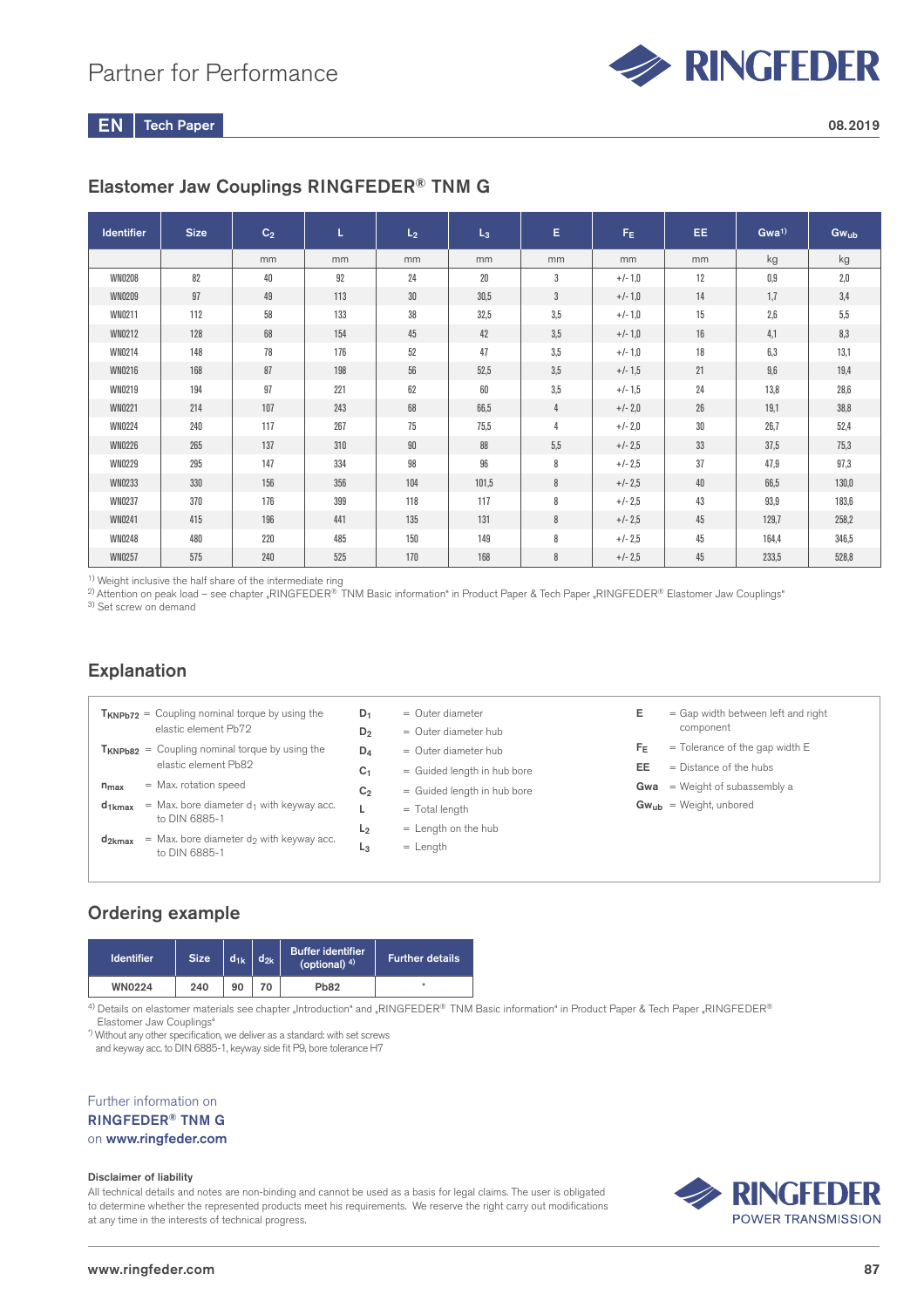## Elastomer Jaw Couplings RINGFEDER® TNM G

| Identifier | Size | $C_2$ | L | $L_2$ | $L_3$ | E | $F_E$ | EE | Gwa[1)] | $Gw_{ub}$ |
|---|---|---|---|---|---|---|---|---|---|---|
| | | mm | mm | mm | mm | mm | mm | mm | kg | kg |
| WN0208 | 82 | 40 | 92 | 24 | 20 | 3 | +/- 1,0 | 12 | 0,9 | 2,0 |
| WN0209 | 97 | 49 | 113 | 30 | 30,5 | 3 | +/- 1,0 | 14 | 1,7 | 3,4 |
| WN0211 | 112 | 58 | 133 | 38 | 32,5 | 3,5 | +/- 1,0 | 15 | 2,6 | 5,5 |
| WN0212 | 128 | 68 | 154 | 45 | 42 | 3,5 | +/- 1,0 | 16 | 4,1 | 8,3 |
| WN0214 | 148 | 78 | 176 | 52 | 47 | 3,5 | +/- 1,0 | 18 | 6,3 | 13,1 |
| WN0216 | 168 | 87 | 198 | 56 | 52,5 | 3,5 | +/- 1,5 | 21 | 9,6 | 19,4 |
| WN0219 | 194 | 97 | 221 | 62 | 60 | 3,5 | +/- 1,5 | 24 | 13,8 | 28,6 |
| WN0221 | 214 | 107 | 243 | 68 | 66,5 | 4 | +/- 2,0 | 26 | 19,1 | 38,8 |
| WN0224 | 240 | 117 | 267 | 75 | 75,5 | 4 | +/- 2,0 | 30 | 26,7 | 52,4 |
| WN0226 | 265 | 137 | 310 | 90 | 88 | 5,5 | +/- 2,5 | 33 | 37,5 | 75,3 |
| WN0229 | 295 | 147 | 334 | 98 | 96 | 8 | +/- 2,5 | 37 | 47,9 | 97,3 |
| WN0233 | 330 | 156 | 356 | 104 | 101,5 | 8 | +/- 2,5 | 40 | 66,5 | 130,0 |
| WN0237 | 370 | 176 | 399 | 118 | 117 | 8 | +/- 2,5 | 43 | 93,9 | 183,6 |
| WN0241 | 415 | 196 | 441 | 135 | 131 | 8 | +/- 2,5 | 45 | 129,7 | 258,2 |
| WN0248 | 480 | 220 | 485 | 150 | 149 | 8 | +/- 2,5 | 45 | 164,4 | 346,5 |
| WN0257 | 575 | 240 | 525 | 170 | 168 | 8 | +/- 2,5 | 45 | 233,5 | 528,8 |

[1)] Weight inclusive the half share of the intermediate ring
[2)] Attention on peak load – see chapter „RINGFEDER® TNM Basic information" in Product Paper & Tech Paper „RINGFEDER® Elastomer Jaw Couplings"
[3)] Set screw on demand

## Explanation

- $T_{KNPb72}$ = Coupling nominal torque by using the elastic element Pb72
- $T_{KNPb82}$ = Coupling nominal torque by using the elastic element Pb82
- $n_{max}$ = Max. rotation speed
- $d_{1kmax}$ = Max. bore diameter $d_1$ with keyway acc. to DIN 6885-1
- $d_{2kmax}$ = Max. bore diameter $d_2$ with keyway acc. to DIN 6885-1
- $D_1$ = Outer diameter
- $D_2$ = Outer diameter hub
- $D_4$ = Outer diameter hub
- $C_1$ = Guided length in hub bore
- $C_2$ = Guided length in hub bore
- L = Total length
- $L_2$ = Length on the hub
- $L_3$ = Length
- E = Gap width between left and right component
- $F_E$ = Tolerance of the gap width E
- EE = Distance of the hubs
- Gwa = Weight of subassembly a
- $Gw_{ub}$ = Weight, unbored

## Ordering example

| Identifier | Size | $d_{1k}$ | $d_{2k}$ | Buffer identifier (optional) [4)] | Further details |
|---|---|---|---|---|---|
| WN0224 | 240 | 90 | 70 | Pb82 | * |

[4)] Details on elastomer materials see chapter „Introduction" and „RINGFEDER® TNM Basic information" in Product Paper & Tech Paper „RINGFEDER® Elastomer Jaw Couplings"
[*)] Without any other specification, we deliver as a standard: with set screws and keyway acc. to DIN 6885-1, keyway side fit P9, bore tolerance H7

Further information on
**RINGFEDER® TNM G**
on **www.ringfeder.com**

**Disclaimer of liability**
All technical details and notes are non-binding and cannot be used as a basis for legal claims. The user is obligated to determine whether the represented products meet his requirements. We reserve the right carry out modifications at any time in the interests of technical progress.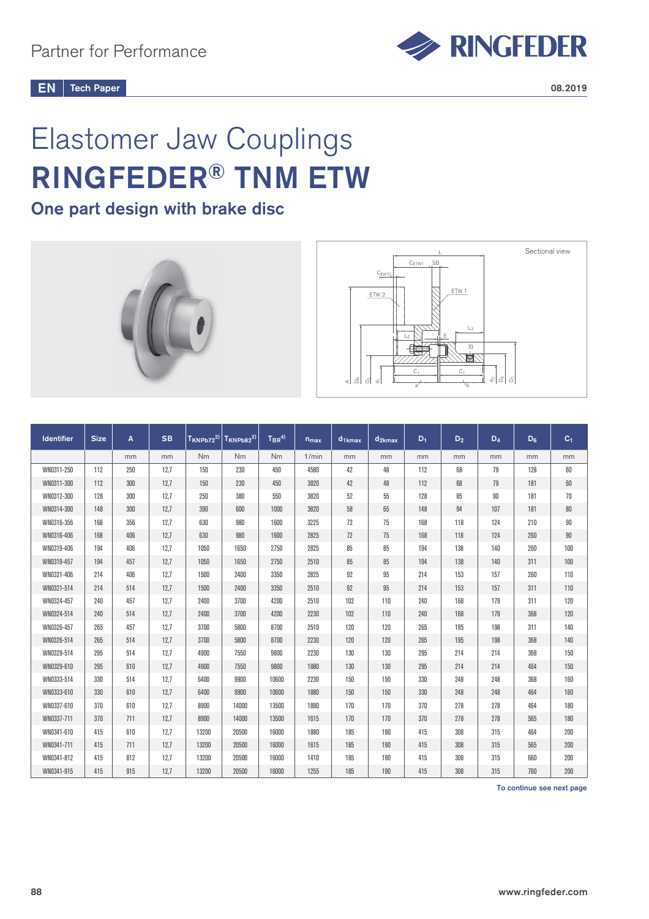Partner for Performance

EN Tech Paper

08.2019

# Elastomer Jaw Couplings

# RINGFEDER® TNM ETW

## One part design with brake disc

Sectional view

| Identifier | Size | A | SB | $T_{KNPb72}$ [2] | $T_{KNPb82}$ [2] | $T_{BR}$ [4] | $n_{max}$ | $d_{1kmax}$ | $d_{2kmax}$ | $D_1$ | $D_2$ | $D_4$ | $D_6$ | $C_1$ |
|---|---|---|---|---|---|---|---|---|---|---|---|---|---|---|
| | | mm | mm | Nm | Nm | Nm | 1/min | mm | mm | mm | mm | mm | mm | mm |
| WN0311-250 | 112 | 250 | 12,7 | 150 | 230 | 450 | 4580 | 42 | 48 | 112 | 68 | 79 | 128 | 60 |
| WN0311-300 | 112 | 300 | 12,7 | 150 | 230 | 450 | 3820 | 42 | 48 | 112 | 68 | 79 | 181 | 60 |
| WN0312-300 | 128 | 300 | 12,7 | 250 | 380 | 550 | 3820 | 52 | 55 | 128 | 85 | 90 | 181 | 70 |
| WN0314-300 | 148 | 300 | 12,7 | 390 | 600 | 1000 | 3820 | 58 | 65 | 148 | 94 | 107 | 181 | 80 |
| WN0316-356 | 168 | 356 | 12,7 | 630 | 980 | 1600 | 3225 | 72 | 75 | 168 | 118 | 124 | 210 | 90 |
| WN0316-406 | 168 | 406 | 12,7 | 630 | 980 | 1600 | 2825 | 72 | 75 | 168 | 118 | 124 | 260 | 90 |
| WN0319-406 | 194 | 406 | 12,7 | 1050 | 1650 | 2750 | 2825 | 85 | 85 | 194 | 138 | 140 | 260 | 100 |
| WN0319-457 | 194 | 457 | 12,7 | 1050 | 1650 | 2750 | 2510 | 85 | 85 | 194 | 138 | 140 | 311 | 100 |
| WN0321-406 | 214 | 406 | 12,7 | 1500 | 2400 | 3350 | 2825 | 92 | 95 | 214 | 153 | 157 | 260 | 110 |
| WN0321-514 | 214 | 514 | 12,7 | 1500 | 2400 | 3350 | 2510 | 92 | 95 | 214 | 153 | 157 | 311 | 110 |
| WN0324-457 | 240 | 457 | 12,7 | 2400 | 3700 | 4200 | 2510 | 102 | 110 | 240 | 168 | 179 | 311 | 120 |
| WN0324-514 | 240 | 514 | 12,7 | 2400 | 3700 | 4200 | 2230 | 102 | 110 | 240 | 168 | 179 | 368 | 120 |
| WN0326-457 | 265 | 457 | 12,7 | 3700 | 5800 | 8700 | 2510 | 120 | 120 | 265 | 195 | 198 | 311 | 140 |
| WN0326-514 | 265 | 514 | 12,7 | 3700 | 5800 | 8700 | 2230 | 120 | 120 | 265 | 195 | 198 | 368 | 140 |
| WN0329-514 | 295 | 514 | 12,7 | 4900 | 7550 | 9800 | 2230 | 130 | 130 | 295 | 214 | 214 | 368 | 150 |
| WN0329-610 | 295 | 610 | 12,7 | 4900 | 7550 | 9800 | 1880 | 130 | 130 | 295 | 214 | 214 | 464 | 150 |
| WN0333-514 | 330 | 514 | 12,7 | 6400 | 9900 | 10600 | 2230 | 150 | 150 | 330 | 248 | 248 | 368 | 160 |
| WN0333-610 | 330 | 610 | 12,7 | 6400 | 9900 | 10600 | 1880 | 150 | 150 | 330 | 248 | 248 | 464 | 160 |
| WN0337-610 | 370 | 610 | 12,7 | 8900 | 14000 | 13500 | 1880 | 170 | 170 | 370 | 278 | 278 | 464 | 180 |
| WN0337-711 | 370 | 711 | 12,7 | 8900 | 14000 | 13500 | 1615 | 170 | 170 | 370 | 278 | 278 | 565 | 180 |
| WN0341-610 | 415 | 610 | 12,7 | 13200 | 20500 | 16000 | 1880 | 185 | 190 | 415 | 308 | 315 | 464 | 200 |
| WN0341-711 | 415 | 711 | 12,7 | 13200 | 20500 | 16000 | 1615 | 185 | 190 | 415 | 308 | 315 | 565 | 200 |
| WN0341-812 | 415 | 812 | 12,7 | 13200 | 20500 | 16000 | 1410 | 185 | 190 | 415 | 308 | 315 | 660 | 200 |
| WN0341-915 | 415 | 915 | 12,7 | 13200 | 20500 | 16000 | 1255 | 185 | 190 | 415 | 308 | 315 | 760 | 200 |

To continue see next page

www.ringfeder.com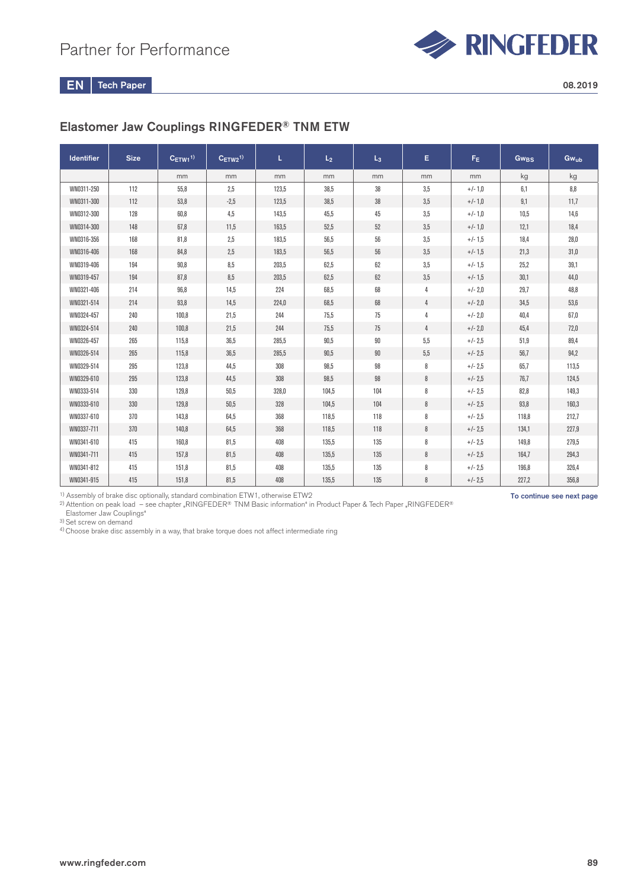## Elastomer Jaw Couplings RINGFEDER® TNM ETW

| Identifier | Size | $C_{ETW1}$ [1] | $C_{ETW2}$ [1] | L | $L_2$ | $L_3$ | E | $F_E$ | $Gw_{BS}$ | $Gw_{ub}$ |
|---|---|---|---|---|---|---|---|---|---|---|
| | | mm | mm | mm | mm | mm | mm | mm | kg | kg |
| WN0311-250 | 112 | 55,8 | 2,5 | 123,5 | 38,5 | 38 | 3,5 | +/- 1,0 | 6,1 | 8,8 |
| WN0311-300 | 112 | 53,8 | -2,5 | 123,5 | 38,5 | 38 | 3,5 | +/- 1,0 | 9,1 | 11,7 |
| WN0312-300 | 128 | 60,8 | 4,5 | 143,5 | 45,5 | 45 | 3,5 | +/- 1,0 | 10,5 | 14,6 |
| WN0314-300 | 148 | 67,8 | 11,5 | 163,5 | 52,5 | 52 | 3,5 | +/- 1,0 | 12,1 | 18,4 |
| WN0316-356 | 168 | 81,8 | 2,5 | 183,5 | 56,5 | 56 | 3,5 | +/- 1,5 | 18,4 | 28,0 |
| WN0316-406 | 168 | 84,8 | 2,5 | 183,5 | 56,5 | 56 | 3,5 | +/- 1,5 | 21,3 | 31,0 |
| WN0319-406 | 194 | 90,8 | 8,5 | 203,5 | 62,5 | 62 | 3,5 | +/- 1,5 | 25,2 | 39,1 |
| WN0319-457 | 194 | 87,8 | 8,5 | 203,5 | 62,5 | 62 | 3,5 | +/- 1,5 | 30,1 | 44,0 |
| WN0321-406 | 214 | 96,8 | 14,5 | 224 | 68,5 | 68 | 4 | +/- 2,0 | 29,7 | 48,8 |
| WN0321-514 | 214 | 93,8 | 14,5 | 224,0 | 68,5 | 68 | 4 | +/- 2,0 | 34,5 | 53,6 |
| WN0324-457 | 240 | 100,8 | 21,5 | 244 | 75,5 | 75 | 4 | +/- 2,0 | 40,4 | 67,0 |
| WN0324-514 | 240 | 100,8 | 21,5 | 244 | 75,5 | 75 | 4 | +/- 2,0 | 45,4 | 72,0 |
| WN0326-457 | 265 | 115,8 | 36,5 | 285,5 | 90,5 | 90 | 5,5 | +/- 2,5 | 51,9 | 89,4 |
| WN0326-514 | 265 | 115,8 | 36,5 | 285,5 | 90,5 | 90 | 5,5 | +/- 2,5 | 56,7 | 94,2 |
| WN0329-514 | 295 | 123,8 | 44,5 | 308 | 98,5 | 98 | 8 | +/- 2,5 | 65,7 | 113,5 |
| WN0329-610 | 295 | 123,8 | 44,5 | 308 | 98,5 | 98 | 8 | +/- 2,5 | 76,7 | 124,5 |
| WN0333-514 | 330 | 129,8 | 50,5 | 328,0 | 104,5 | 104 | 8 | +/- 2,5 | 82,8 | 149,3 |
| WN0333-610 | 330 | 129,8 | 50,5 | 328 | 104,5 | 104 | 8 | +/- 2,5 | 93,8 | 160,3 |
| WN0337-610 | 370 | 143,8 | 64,5 | 368 | 118,5 | 118 | 8 | +/- 2,5 | 118,8 | 212,7 |
| WN0337-711 | 370 | 140,8 | 64,5 | 368 | 118,5 | 118 | 8 | +/- 2,5 | 134,1 | 227,9 |
| WN0341-610 | 415 | 160,8 | 81,5 | 408 | 135,5 | 135 | 8 | +/- 2,5 | 149,8 | 279,5 |
| WN0341-711 | 415 | 157,8 | 81,5 | 408 | 135,5 | 135 | 8 | +/- 2,5 | 164,7 | 294,3 |
| WN0341-812 | 415 | 151,8 | 81,5 | 408 | 135,5 | 135 | 8 | +/- 2,5 | 196,8 | 326,4 |
| WN0341-915 | 415 | 151,8 | 81,5 | 408 | 135,5 | 135 | 8 | +/- 2,5 | 227,2 | 356,8 |

[1] Assembly of brake disc optionally, standard combination ETW1, otherwise ETW2
[2] Attention on peak load – see chapter „RINGFEDER® TNM Basic information" in Product Paper & Tech Paper „RINGFEDER® Elastomer Jaw Couplings"
[3] Set screw on demand
[4] Choose brake disc assembly in a way, that brake torque does not affect intermediate ring

**To continue see next page**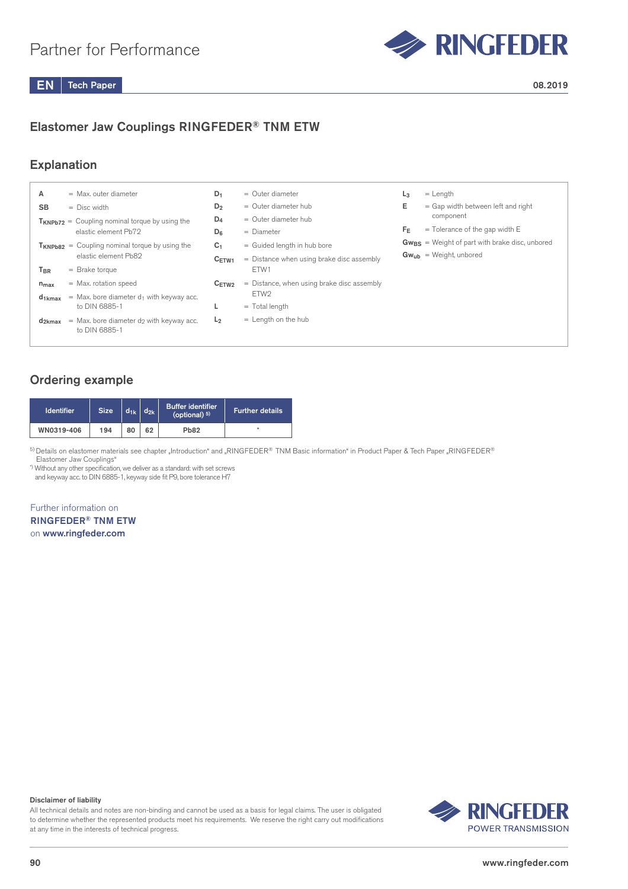# Elastomer Jaw Couplings RINGFEDER® TNM ETW

## Explanation

- **A** = Max. outer diameter
- **SB** = Disc width
- $T_{KNPb72}$ = Coupling nominal torque by using the elastic element Pb72
- $T_{KNPb82}$ = Coupling nominal torque by using the elastic element Pb82
- $T_{BR}$ = Brake torque
- $n_{max}$ = Max. rotation speed
- $d_{1kmax}$ = Max. bore diameter $d_1$ with keyway acc. to DIN 6885-1
- $d_{2kmax}$ = Max. bore diameter $d_2$ with keyway acc. to DIN 6885-1
- $D_1$ = Outer diameter
- $D_2$ = Outer diameter hub
- $D_4$ = Outer diameter hub
- $D_6$ = Diameter
- $C_1$ = Guided length in hub bore
- $C_{ETW1}$ = Distance when using brake disc assembly ETW1
- $C_{ETW2}$ = Distance, when using brake disc assembly ETW2
- **L** = Total length
- $L_2$ = Length on the hub
- $L_3$ = Length
- **E** = Gap width between left and right component
- $F_E$ = Tolerance of the gap width E
- $Gw_{BS}$ = Weight of part with brake disc, unbored
- $Gw_{ub}$ = Weight, unbored

## Ordering example

| Identifier | Size | $d_{1k}$ | $d_{2k}$ | Buffer identifier (optional) 5) | Further details |
|---|---|---|---|---|---|
| WN0319-406 | 194 | 80 | 62 | Pb82 | * |

5) Details on elastomer materials see chapter „Introduction" and „RINGFEDER® TNM Basic information" in Product Paper & Tech Paper „RINGFEDER® Elastomer Jaw Couplings"

*) Without any other specification, we deliver as a standard: with set screws and keyway acc. to DIN 6885-1, keyway side fit P9, bore tolerance H7

Further information on
**RINGFEDER® TNM ETW**
on **www.ringfeder.com**

**Disclaimer of liability**
All technical details and notes are non-binding and cannot be used as a basis for legal claims. The user is obligated to determine whether the represented products meet his requirements. We reserve the right carry out modifications at any time in the interests of technical progress.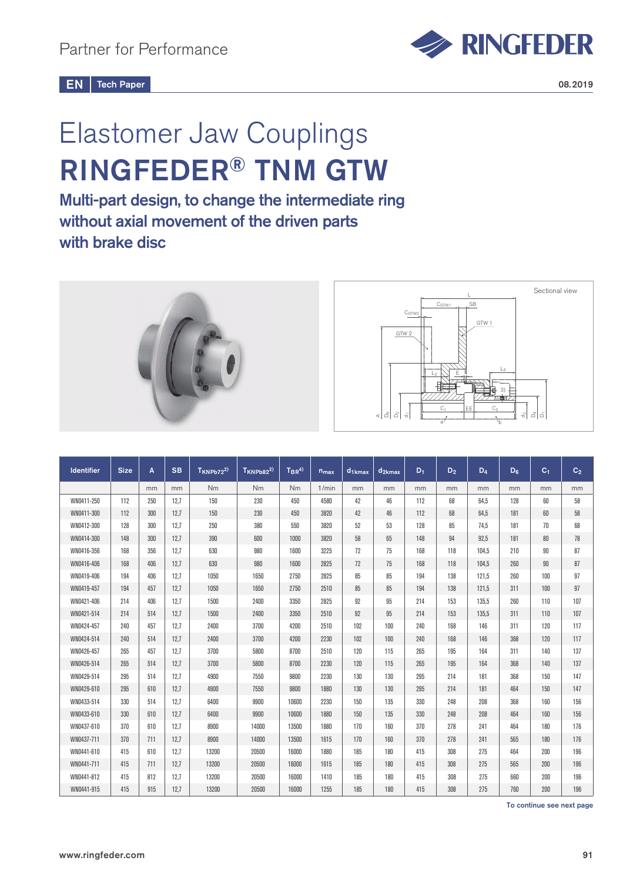Partner for Performance

EN | Tech Paper

08.2019

# Elastomer Jaw Couplings
# RINGFEDER® TNM GTW

## Multi-part design, to change the intermediate ring without axial movement of the driven parts with brake disc

Sectional view

| Identifier | Size | A | SB | $T_{KNPb72}$ [2)] | $T_{KNPb82}$ [2)] | $T_{BR}$ [4)] | $n_{max}$ | $d_{1kmax}$ | $d_{2kmax}$ | $D_1$ | $D_2$ | $D_4$ | $D_6$ | $C_1$ | $C_2$ |
|---|---|---|---|---|---|---|---|---|---|---|---|---|---|---|---|
| | | mm | mm | Nm | Nm | Nm | 1/min | mm | mm | mm | mm | mm | mm | mm | mm |
| WN0411-250 | 112 | 250 | 12,7 | 150 | 230 | 450 | 4580 | 42 | 46 | 112 | 68 | 64,5 | 128 | 60 | 58 |
| WN0411-300 | 112 | 300 | 12,7 | 150 | 230 | 450 | 3820 | 42 | 46 | 112 | 68 | 64,5 | 181 | 60 | 58 |
| WN0412-300 | 128 | 300 | 12,7 | 250 | 380 | 550 | 3820 | 52 | 53 | 128 | 85 | 74,5 | 181 | 70 | 68 |
| WN0414-300 | 148 | 300 | 12,7 | 390 | 600 | 1000 | 3820 | 58 | 65 | 148 | 94 | 92,5 | 181 | 80 | 78 |
| WN0416-356 | 168 | 356 | 12,7 | 630 | 980 | 1600 | 3225 | 72 | 75 | 168 | 118 | 104,5 | 210 | 90 | 87 |
| WN0416-406 | 168 | 406 | 12,7 | 630 | 980 | 1600 | 2825 | 72 | 75 | 168 | 118 | 104,5 | 260 | 90 | 87 |
| WN0419-406 | 194 | 406 | 12,7 | 1050 | 1650 | 2750 | 2825 | 85 | 85 | 194 | 138 | 121,5 | 260 | 100 | 97 |
| WN0419-457 | 194 | 457 | 12,7 | 1050 | 1650 | 2750 | 2510 | 85 | 85 | 194 | 138 | 121,5 | 311 | 100 | 97 |
| WN0421-406 | 214 | 406 | 12,7 | 1500 | 2400 | 3350 | 2825 | 92 | 95 | 214 | 153 | 135,5 | 260 | 110 | 107 |
| WN0421-514 | 214 | 514 | 12,7 | 1500 | 2400 | 3350 | 2510 | 92 | 95 | 214 | 153 | 135,5 | 311 | 110 | 107 |
| WN0424-457 | 240 | 457 | 12,7 | 2400 | 3700 | 4200 | 2510 | 102 | 100 | 240 | 168 | 146 | 311 | 120 | 117 |
| WN0424-514 | 240 | 514 | 12,7 | 2400 | 3700 | 4200 | 2230 | 102 | 100 | 240 | 168 | 146 | 368 | 120 | 117 |
| WN0426-457 | 265 | 457 | 12,7 | 3700 | 5800 | 8700 | 2510 | 120 | 115 | 265 | 195 | 164 | 311 | 140 | 137 |
| WN0426-514 | 265 | 514 | 12,7 | 3700 | 5800 | 8700 | 2230 | 120 | 115 | 265 | 195 | 164 | 368 | 140 | 137 |
| WN0429-514 | 295 | 514 | 12,7 | 4900 | 7550 | 9800 | 2230 | 130 | 130 | 295 | 214 | 181 | 368 | 150 | 147 |
| WN0429-610 | 295 | 610 | 12,7 | 4900 | 7550 | 9800 | 1880 | 130 | 130 | 295 | 214 | 181 | 464 | 150 | 147 |
| WN0433-514 | 330 | 514 | 12,7 | 6400 | 9900 | 10600 | 2230 | 150 | 135 | 330 | 248 | 208 | 368 | 160 | 156 |
| WN0433-610 | 330 | 610 | 12,7 | 6400 | 9900 | 10600 | 1880 | 150 | 135 | 330 | 248 | 208 | 464 | 160 | 156 |
| WN0437-610 | 370 | 610 | 12,7 | 8900 | 14000 | 13500 | 1880 | 170 | 160 | 370 | 278 | 241 | 464 | 180 | 176 |
| WN0437-711 | 370 | 711 | 12,7 | 8900 | 14000 | 13500 | 1615 | 170 | 160 | 370 | 278 | 241 | 565 | 180 | 176 |
| WN0441-610 | 415 | 610 | 12,7 | 13200 | 20500 | 16000 | 1880 | 185 | 180 | 415 | 308 | 275 | 464 | 200 | 196 |
| WN0441-711 | 415 | 711 | 12,7 | 13200 | 20500 | 16000 | 1615 | 185 | 180 | 415 | 308 | 275 | 565 | 200 | 196 |
| WN0441-812 | 415 | 812 | 12,7 | 13200 | 20500 | 16000 | 1410 | 185 | 180 | 415 | 308 | 275 | 660 | 200 | 196 |
| WN0441-915 | 415 | 915 | 12,7 | 13200 | 20500 | 16000 | 1255 | 185 | 180 | 415 | 308 | 275 | 760 | 200 | 196 |

To continue see next page

www.ringfeder.com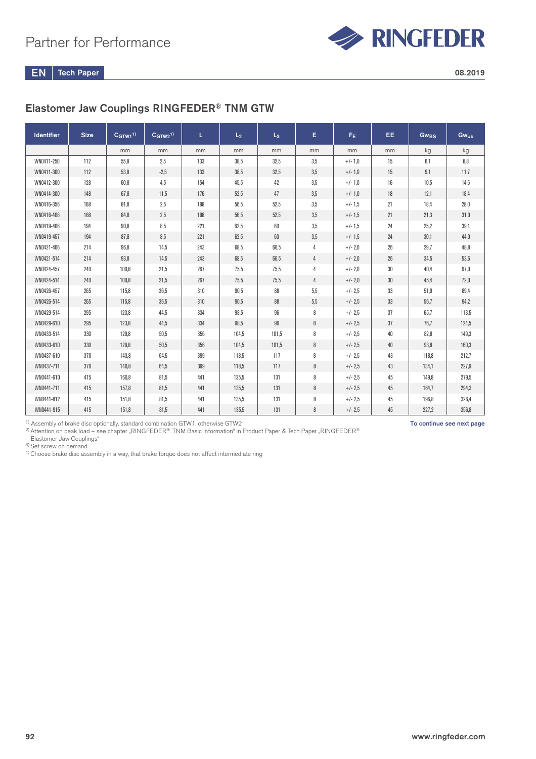## Elastomer Jaw Couplings RINGFEDER® TNM GTW

| Identifier | Size | $C_{GTW1}$ [1] | $C_{GTW2}$ [1] | L | $L_2$ | $L_3$ | E | $F_E$ | EE | $Gw_{BS}$ | $Gw_{ub}$ |
|---|---|---|---|---|---|---|---|---|---|---|---|
| | | mm | mm | mm | mm | mm | mm | mm | mm | kg | kg |
| WN0411-250 | 112 | 55,8 | 2,5 | 133 | 38,5 | 32,5 | 3,5 | +/- 1,0 | 15 | 6,1 | 8,8 |
| WN0411-300 | 112 | 53,8 | -2,5 | 133 | 38,5 | 32,5 | 3,5 | +/- 1,0 | 15 | 9,1 | 11,7 |
| WN0412-300 | 128 | 60,8 | 4,5 | 154 | 45,5 | 42 | 3,5 | +/- 1,0 | 16 | 10,5 | 14,6 |
| WN0414-300 | 148 | 67,8 | 11,5 | 176 | 52,5 | 47 | 3,5 | +/- 1,0 | 18 | 12,1 | 18,4 |
| WN0416-356 | 168 | 81,8 | 2,5 | 198 | 56,5 | 52,5 | 3,5 | +/- 1,5 | 21 | 18,4 | 28,0 |
| WN0416-406 | 168 | 84,8 | 2,5 | 198 | 56,5 | 52,5 | 3,5 | +/- 1,5 | 21 | 21,3 | 31,0 |
| WN0419-406 | 194 | 90,8 | 8,5 | 221 | 62,5 | 60 | 3,5 | +/- 1,5 | 24 | 25,2 | 39,1 |
| WN0419-457 | 194 | 87,8 | 8,5 | 221 | 62,5 | 60 | 3,5 | +/- 1,5 | 24 | 30,1 | 44,0 |
| WN0421-406 | 214 | 96,8 | 14,5 | 243 | 68,5 | 66,5 | 4 | +/- 2,0 | 26 | 29,7 | 48,8 |
| WN0421-514 | 214 | 93,8 | 14,5 | 243 | 68,5 | 66,5 | 4 | +/- 2,0 | 26 | 34,5 | 53,6 |
| WN0424-457 | 240 | 100,8 | 21,5 | 267 | 75,5 | 75,5 | 4 | +/- 2,0 | 30 | 40,4 | 67,0 |
| WN0424-514 | 240 | 100,8 | 21,5 | 267 | 75,5 | 75,5 | 4 | +/- 2,0 | 30 | 45,4 | 72,0 |
| WN0426-457 | 265 | 115,8 | 36,5 | 310 | 90,5 | 88 | 5,5 | +/- 2,5 | 33 | 51,9 | 89,4 |
| WN0426-514 | 265 | 115,8 | 36,5 | 310 | 90,5 | 88 | 5,5 | +/- 2,5 | 33 | 56,7 | 94,2 |
| WN0429-514 | 295 | 123,8 | 44,5 | 334 | 98,5 | 96 | 8 | +/- 2,5 | 37 | 65,7 | 113,5 |
| WN0429-610 | 295 | 123,8 | 44,5 | 334 | 98,5 | 96 | 8 | +/- 2,5 | 37 | 76,7 | 124,5 |
| WN0433-514 | 330 | 129,8 | 50,5 | 356 | 104,5 | 101,5 | 8 | +/- 2,5 | 40 | 82,8 | 149,3 |
| WN0433-610 | 330 | 129,8 | 50,5 | 356 | 104,5 | 101,5 | 8 | +/- 2,5 | 40 | 93,8 | 160,3 |
| WN0437-610 | 370 | 143,8 | 64,5 | 399 | 118,5 | 117 | 8 | +/- 2,5 | 43 | 118,8 | 212,7 |
| WN0437-711 | 370 | 140,8 | 64,5 | 399 | 118,5 | 117 | 8 | +/- 2,5 | 43 | 134,1 | 227,9 |
| WN0441-610 | 415 | 160,8 | 81,5 | 441 | 135,5 | 131 | 8 | +/- 2,5 | 45 | 149,8 | 279,5 |
| WN0441-711 | 415 | 157,8 | 81,5 | 441 | 135,5 | 131 | 8 | +/- 2,5 | 45 | 164,7 | 294,3 |
| WN0441-812 | 415 | 151,8 | 81,5 | 441 | 135,5 | 131 | 8 | +/- 2,5 | 45 | 196,8 | 326,4 |
| WN0441-915 | 415 | 151,8 | 81,5 | 441 | 135,5 | 131 | 8 | +/- 2,5 | 45 | 227,2 | 356,8 |

[1] Assembly of brake disc optionally, standard combination GTW1, otherwise GTW2
[2] Attention on peak load – see chapter „RINGFEDER® TNM Basic information" in Product Paper & Tech Paper „RINGFEDER® Elastomer Jaw Couplings"
[3] Set screw on demand
[4] Choose brake disc assembly in a way, that brake torque does not affect intermediate ring

**To continue see next page**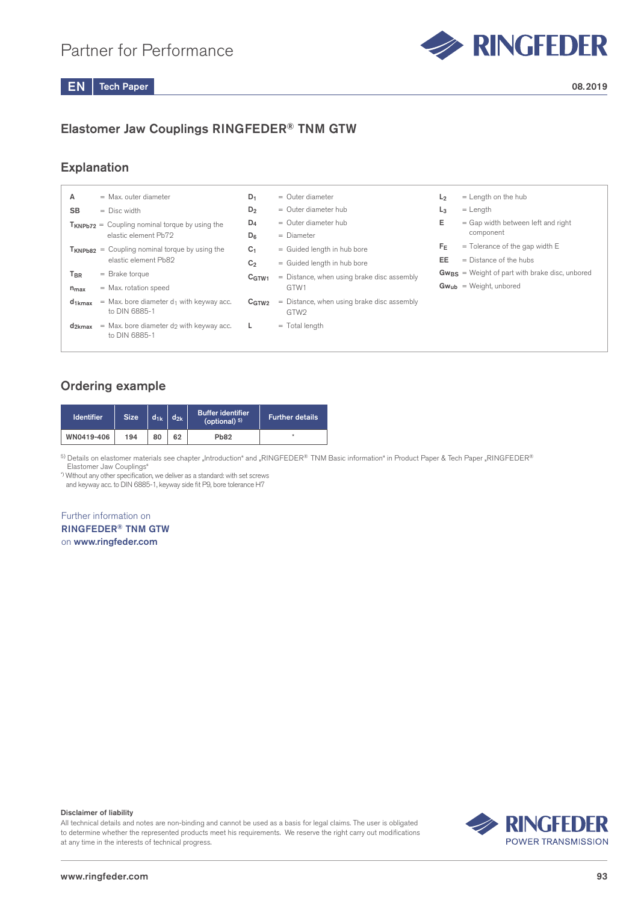Partner for Performance

EN | Tech Paper

08.2019

## Elastomer Jaw Couplings RINGFEDER® TNM GTW

## Explanation

- **A** = Max. outer diameter
- **SB** = Disc width
- **$T_{KNPb72}$** = Coupling nominal torque by using the elastic element Pb72
- **$T_{KNPb82}$** = Coupling nominal torque by using the elastic element Pb82
- **$T_{BR}$** = Brake torque
- **$n_{max}$** = Max. rotation speed
- **$d_{1kmax}$** = Max. bore diameter $d_1$ with keyway acc. to DIN 6885-1
- **$d_{2kmax}$** = Max. bore diameter $d_2$ with keyway acc. to DIN 6885-1
- **$D_1$** = Outer diameter
- **$D_2$** = Outer diameter hub
- **$D_4$** = Outer diameter hub
- **$D_6$** = Diameter
- **$C_1$** = Guided length in hub bore
- **$C_2$** = Guided length in hub bore
- **$C_{GTW1}$** = Distance, when using brake disc assembly GTW1
- **$C_{GTW2}$** = Distance, when using brake disc assembly GTW2
- **L** = Total length
- **$L_2$** = Length on the hub
- **$L_3$** = Length
- **E** = Gap width between left and right component
- **$F_E$** = Tolerance of the gap width E
- **EE** = Distance of the hubs
- **$Gw_{BS}$** = Weight of part with brake disc, unbored
- **$Gw_{ub}$** = Weight, unbored

## Ordering example

| Identifier | Size | $d_{1k}$ | $d_{2k}$ | Buffer identifier (optional) [5] | Further details |
|---|---|---|---|---|---|
| WN0419-406 | 194 | 80 | 62 | Pb82 | * |

[5] Details on elastomer materials see chapter „Introduction" and „RINGFEDER® TNM Basic information" in Product Paper & Tech Paper „RINGFEDER® Elastomer Jaw Couplings"

*) Without any other specification, we deliver as a standard: with set screws and keyway acc. to DIN 6885-1, keyway side fit P9, bore tolerance H7

Further information on
**RINGFEDER® TNM GTW**
on **www.ringfeder.com**

**Disclaimer of liability**
All technical details and notes are non-binding and cannot be used as a basis for legal claims. The user is obligated to determine whether the represented products meet his requirements. We reserve the right carry out modifications at any time in the interests of technical progress.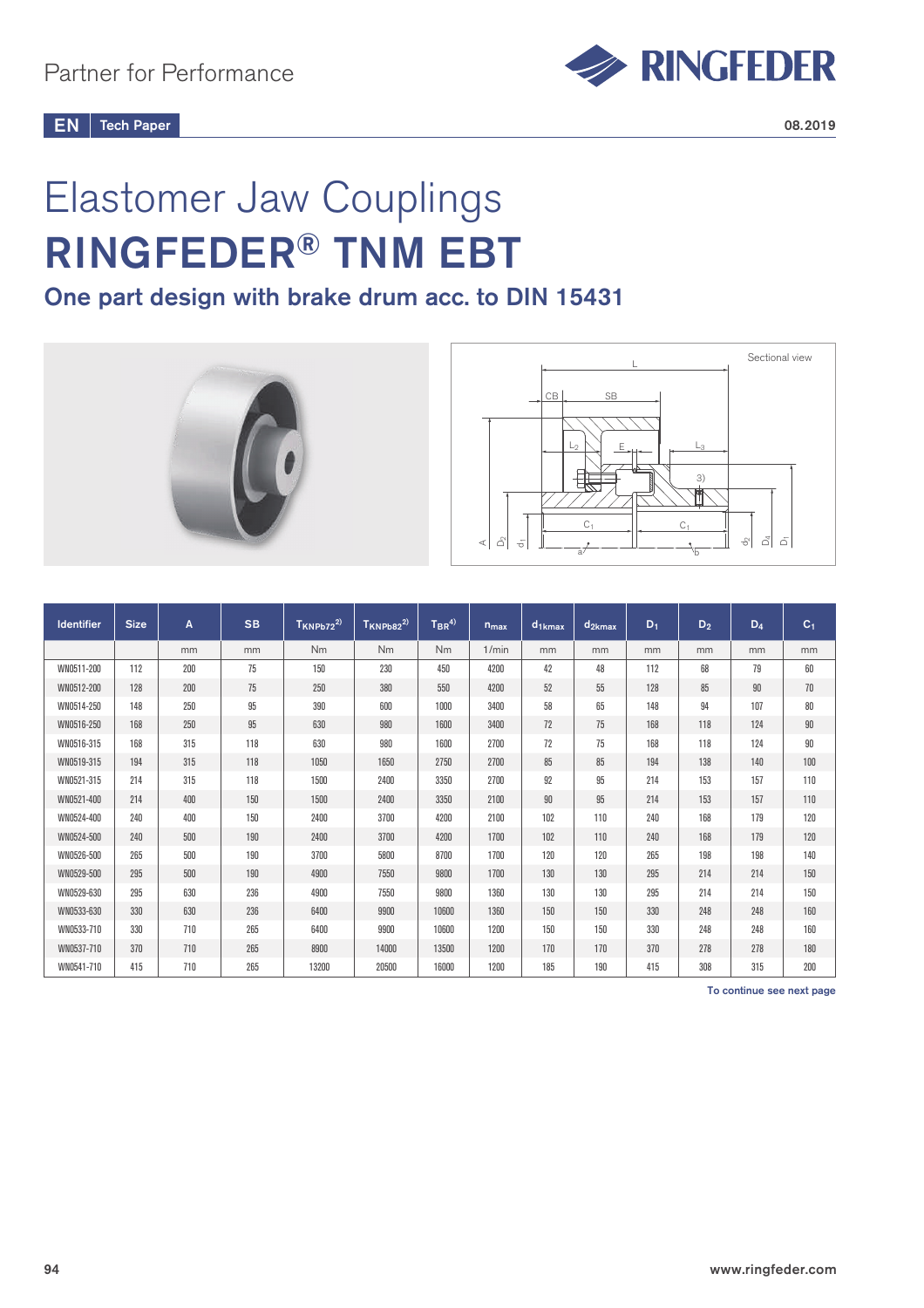Partner for Performance

EN | Tech Paper

08.2019

# Elastomer Jaw Couplings

# RINGFEDER® TNM EBT

## One part design with brake drum acc. to DIN 15431

Sectional view

| Identifier | Size | A | SB | $T_{KNPb72}$[2] | $T_{KNPb82}$[2] | $T_{BR}$[4] | $n_{max}$ | $d_{1kmax}$ | $d_{2kmax}$ | $D_1$ | $D_2$ | $D_4$ | $C_1$ |
|---|---|---|---|---|---|---|---|---|---|---|---|---|---|
| | | mm | mm | Nm | Nm | Nm | 1/min | mm | mm | mm | mm | mm | mm |
| WN0511-200 | 112 | 200 | 75 | 150 | 230 | 450 | 4200 | 42 | 48 | 112 | 68 | 79 | 60 |
| WN0512-200 | 128 | 200 | 75 | 250 | 380 | 550 | 4200 | 52 | 55 | 128 | 85 | 90 | 70 |
| WN0514-250 | 148 | 250 | 95 | 390 | 600 | 1000 | 3400 | 58 | 65 | 148 | 94 | 107 | 80 |
| WN0516-250 | 168 | 250 | 95 | 630 | 980 | 1600 | 3400 | 72 | 75 | 168 | 118 | 124 | 90 |
| WN0516-315 | 168 | 315 | 118 | 630 | 980 | 1600 | 2700 | 72 | 75 | 168 | 118 | 124 | 90 |
| WN0519-315 | 194 | 315 | 118 | 1050 | 1650 | 2750 | 2700 | 85 | 85 | 194 | 138 | 140 | 100 |
| WN0521-315 | 214 | 315 | 118 | 1500 | 2400 | 3350 | 2700 | 92 | 95 | 214 | 153 | 157 | 110 |
| WN0521-400 | 214 | 400 | 150 | 1500 | 2400 | 3350 | 2100 | 90 | 95 | 214 | 153 | 157 | 110 |
| WN0524-400 | 240 | 400 | 150 | 2400 | 3700 | 4200 | 2100 | 102 | 110 | 240 | 168 | 179 | 120 |
| WN0524-500 | 240 | 500 | 190 | 2400 | 3700 | 4200 | 1700 | 102 | 110 | 240 | 168 | 179 | 120 |
| WN0526-500 | 265 | 500 | 190 | 3700 | 5800 | 8700 | 1700 | 120 | 120 | 265 | 198 | 198 | 140 |
| WN0529-500 | 295 | 500 | 190 | 4900 | 7550 | 9800 | 1700 | 130 | 130 | 295 | 214 | 214 | 150 |
| WN0529-630 | 295 | 630 | 236 | 4900 | 7550 | 9800 | 1360 | 130 | 130 | 295 | 214 | 214 | 150 |
| WN0533-630 | 330 | 630 | 236 | 6400 | 9900 | 10600 | 1360 | 150 | 150 | 330 | 248 | 248 | 160 |
| WN0533-710 | 330 | 710 | 265 | 6400 | 9900 | 10600 | 1200 | 150 | 150 | 330 | 248 | 248 | 160 |
| WN0537-710 | 370 | 710 | 265 | 8900 | 14000 | 13500 | 1200 | 170 | 170 | 370 | 278 | 278 | 180 |
| WN0541-710 | 415 | 710 | 265 | 13200 | 20500 | 16000 | 1200 | 185 | 190 | 415 | 308 | 315 | 200 |

To continue see next page

www.ringfeder.com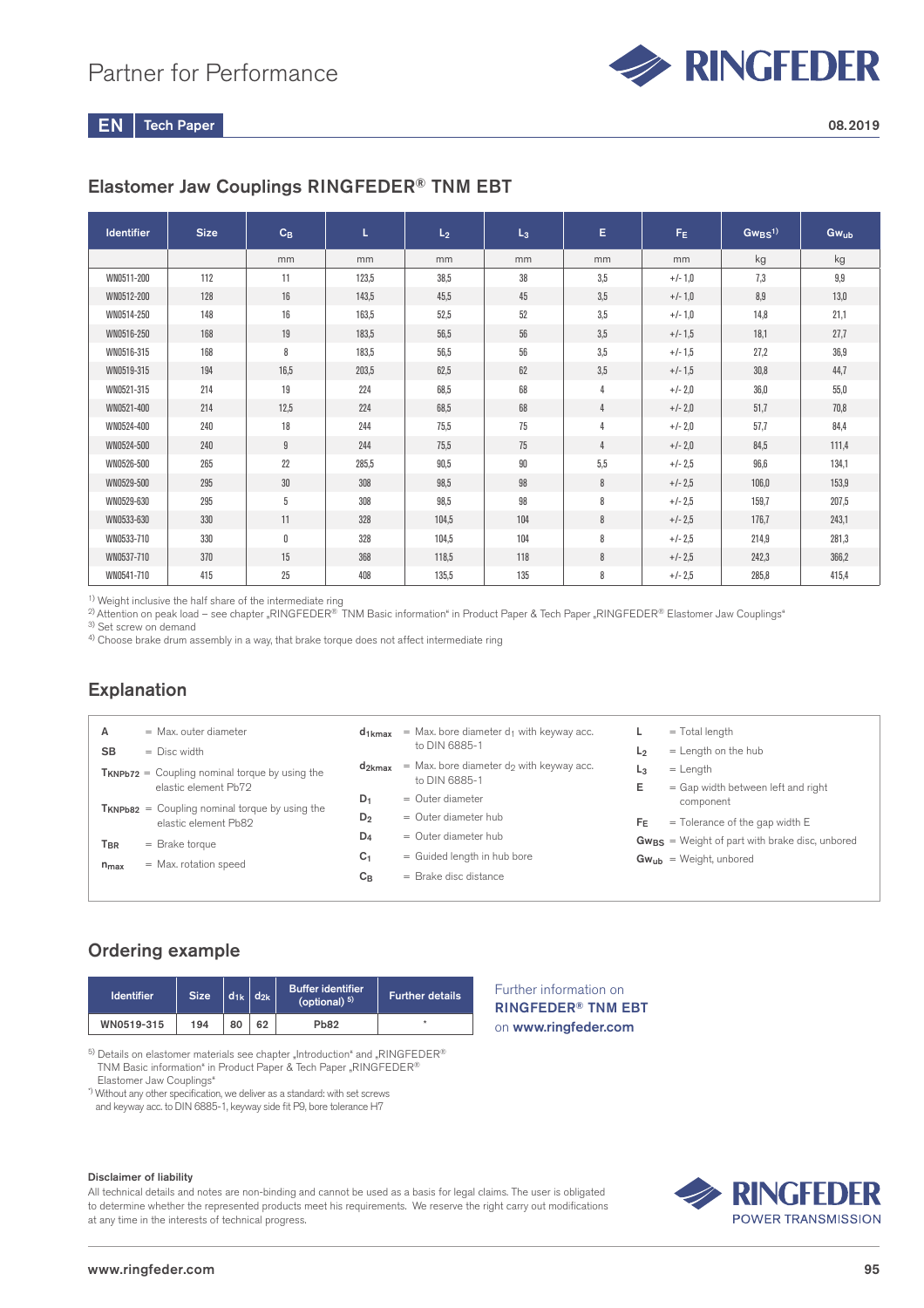Partner for Performance

EN | Tech Paper

08.2019

## Elastomer Jaw Couplings RINGFEDER® TNM EBT

| Identifier | Size | $C_B$ | L | $L_2$ | $L_3$ | E | $F_E$ | $Gw_{BS}$[1)] | $Gw_{ub}$ |
|---|---|---|---|---|---|---|---|---|---|
| | | mm | mm | mm | mm | mm | mm | kg | kg |
| WN0511-200 | 112 | 11 | 123,5 | 38,5 | 38 | 3,5 | +/- 1,0 | 7,3 | 9,9 |
| WN0512-200 | 128 | 16 | 143,5 | 45,5 | 45 | 3,5 | +/- 1,0 | 8,9 | 13,0 |
| WN0514-250 | 148 | 16 | 163,5 | 52,5 | 52 | 3,5 | +/- 1,0 | 14,8 | 21,1 |
| WN0516-250 | 168 | 19 | 183,5 | 56,5 | 56 | 3,5 | +/- 1,5 | 18,1 | 27,7 |
| WN0516-315 | 168 | 8 | 183,5 | 56,5 | 56 | 3,5 | +/- 1,5 | 27,2 | 36,9 |
| WN0519-315 | 194 | 16,5 | 203,5 | 62,5 | 62 | 3,5 | +/- 1,5 | 30,8 | 44,7 |
| WN0521-315 | 214 | 19 | 224 | 68,5 | 68 | 4 | +/- 2,0 | 36,0 | 55,0 |
| WN0521-400 | 214 | 12,5 | 224 | 68,5 | 68 | 4 | +/- 2,0 | 51,7 | 70,8 |
| WN0524-400 | 240 | 18 | 244 | 75,5 | 75 | 4 | +/- 2,0 | 57,7 | 84,4 |
| WN0524-500 | 240 | 9 | 244 | 75,5 | 75 | 4 | +/- 2,0 | 84,5 | 111,4 |
| WN0526-500 | 265 | 22 | 285,5 | 90,5 | 90 | 5,5 | +/- 2,5 | 96,6 | 134,1 |
| WN0529-500 | 295 | 30 | 308 | 98,5 | 98 | 8 | +/- 2,5 | 106,0 | 153,9 |
| WN0529-630 | 295 | 5 | 308 | 98,5 | 98 | 8 | +/- 2,5 | 159,7 | 207,5 |
| WN0533-630 | 330 | 11 | 328 | 104,5 | 104 | 8 | +/- 2,5 | 176,7 | 243,1 |
| WN0533-710 | 330 | 0 | 328 | 104,5 | 104 | 8 | +/- 2,5 | 214,9 | 281,3 |
| WN0537-710 | 370 | 15 | 368 | 118,5 | 118 | 8 | +/- 2,5 | 242,3 | 366,2 |
| WN0541-710 | 415 | 25 | 408 | 135,5 | 135 | 8 | +/- 2,5 | 285,8 | 415,4 |

[1)] Weight inclusive the half share of the intermediate ring
[2)] Attention on peak load – see chapter „RINGFEDER® TNM Basic information" in Product Paper & Tech Paper „RINGFEDER® Elastomer Jaw Couplings"
[3)] Set screw on demand
[4)] Choose brake drum assembly in a way, that brake torque does not affect intermediate ring

## Explanation

**A** = Max. outer diameter
**SB** = Disc width
**$T_{KNPb72}$** = Coupling nominal torque by using the elastic element Pb72
**$T_{KNPb82}$** = Coupling nominal torque by using the elastic element Pb82
**$T_{BR}$** = Brake torque
**$n_{max}$** = Max. rotation speed

**$d_{1kmax}$** = Max. bore diameter $d_1$ with keyway acc. to DIN 6885-1
**$d_{2kmax}$** = Max. bore diameter $d_2$ with keyway acc. to DIN 6885-1
**$D_1$** = Outer diameter
**$D_2$** = Outer diameter hub
**$D_4$** = Outer diameter hub
**$C_1$** = Guided length in hub bore
**$C_B$** = Brake disc distance

**L** = Total length
**$L_2$** = Length on the hub
**$L_3$** = Length
**E** = Gap width between left and right component
**$F_E$** = Tolerance of the gap width E
**$Gw_{BS}$** = Weight of part with brake disc, unbored
**$Gw_{ub}$** = Weight, unbored

## Ordering example

| Identifier | Size | $d_{1k}$ | $d_{2k}$ | Buffer identifier (optional) [5)] | Further details |
|---|---|---|---|---|---|
| WN0519-315 | 194 | 80 | 62 | Pb82 | * |

Further information on **RINGFEDER® TNM EBT** on **www.ringfeder.com**

[5)] Details on elastomer materials see chapter „Introduction" and „RINGFEDER® TNM Basic information" in Product Paper & Tech Paper „RINGFEDER® Elastomer Jaw Couplings"
*) Without any other specification, we deliver as a standard: with set screws and keyway acc. to DIN 6885-1, keyway side fit P9, bore tolerance H7

**Disclaimer of liability**
All technical details and notes are non-binding and cannot be used as a basis for legal claims. The user is obligated to determine whether the represented products meet his requirements. We reserve the right carry out modifications at any time in the interests of technical progress.

RINGFEDER POWER TRANSMISSION

www.ringfeder.com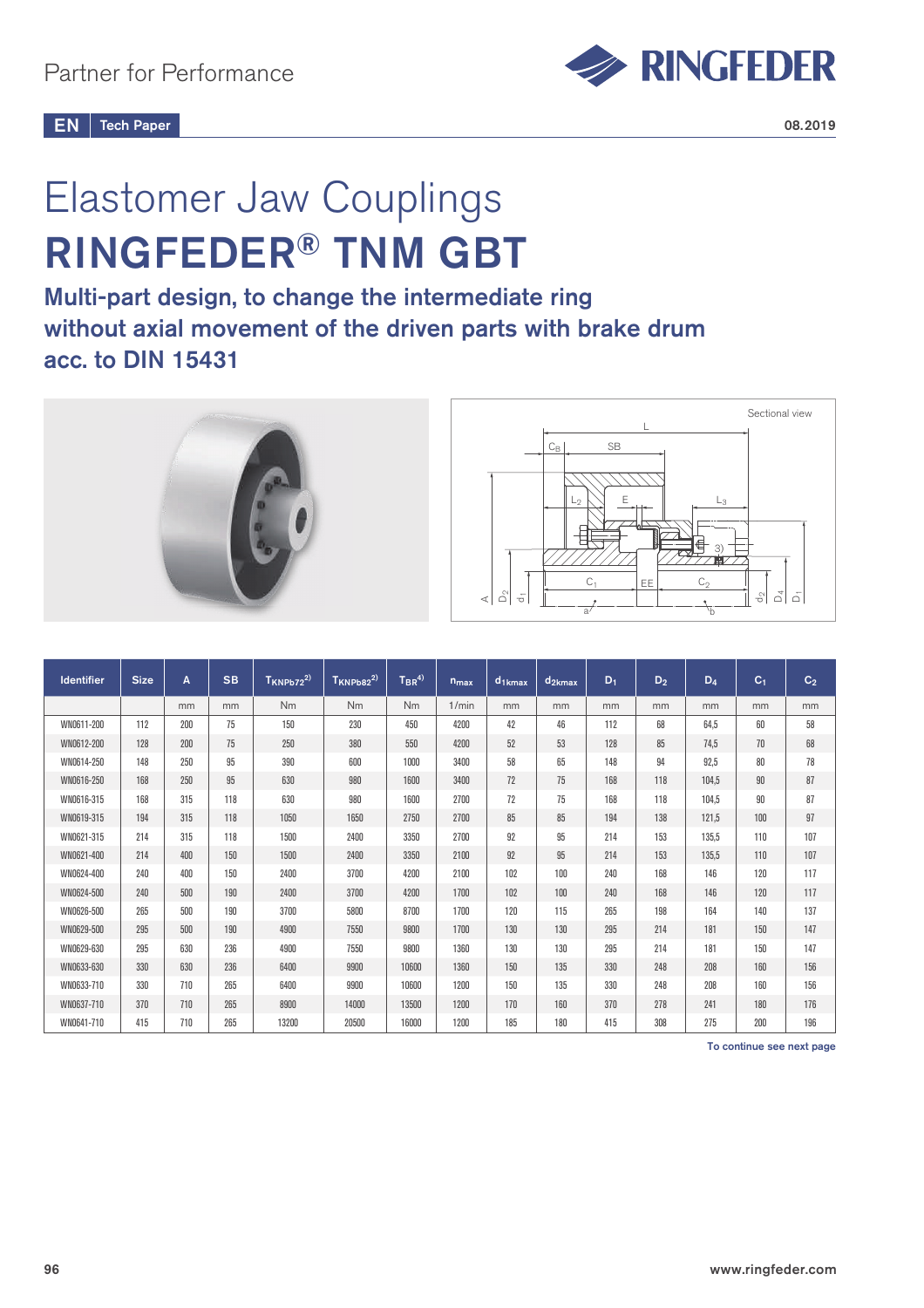Partner for Performance

EN | Tech Paper

08.2019

# Elastomer Jaw Couplings

# RINGFEDER® TNM GBT

## Multi-part design, to change the intermediate ring without axial movement of the driven parts with brake drum acc. to DIN 15431

| Identifier | Size | A | SB | $T_{KNPb72}$[2)] | $T_{KNPb82}$[2)] | $T_{BR}$[4)] | $n_{max}$ | $d_{1kmax}$ | $d_{2kmax}$ | $D_1$ | $D_2$ | $D_4$ | $C_1$ | $C_2$ |
|---|---|---|---|---|---|---|---|---|---|---|---|---|---|---|
| | | mm | mm | Nm | Nm | Nm | 1/min | mm | mm | mm | mm | mm | mm | mm |
| WN0611-200 | 112 | 200 | 75 | 150 | 230 | 450 | 4200 | 42 | 46 | 112 | 68 | 64,5 | 60 | 58 |
| WN0612-200 | 128 | 200 | 75 | 250 | 380 | 550 | 4200 | 52 | 53 | 128 | 85 | 74,5 | 70 | 68 |
| WN0614-250 | 148 | 250 | 95 | 390 | 600 | 1000 | 3400 | 58 | 65 | 148 | 94 | 92,5 | 80 | 78 |
| WN0616-250 | 168 | 250 | 95 | 630 | 980 | 1600 | 3400 | 72 | 75 | 168 | 118 | 104,5 | 90 | 87 |
| WN0616-315 | 168 | 315 | 118 | 630 | 980 | 1600 | 2700 | 72 | 75 | 168 | 118 | 104,5 | 90 | 87 |
| WN0619-315 | 194 | 315 | 118 | 1050 | 1650 | 2750 | 2700 | 85 | 85 | 194 | 138 | 121,5 | 100 | 97 |
| WN0621-315 | 214 | 315 | 118 | 1500 | 2400 | 3350 | 2700 | 92 | 95 | 214 | 153 | 135,5 | 110 | 107 |
| WN0621-400 | 214 | 400 | 150 | 1500 | 2400 | 3350 | 2100 | 92 | 95 | 214 | 153 | 135,5 | 110 | 107 |
| WN0624-400 | 240 | 400 | 150 | 2400 | 3700 | 4200 | 2100 | 102 | 100 | 240 | 168 | 146 | 120 | 117 |
| WN0624-500 | 240 | 500 | 190 | 2400 | 3700 | 4200 | 1700 | 102 | 100 | 240 | 168 | 146 | 120 | 117 |
| WN0626-500 | 265 | 500 | 190 | 3700 | 5800 | 8700 | 1700 | 120 | 115 | 265 | 198 | 164 | 140 | 137 |
| WN0629-500 | 295 | 500 | 190 | 4900 | 7550 | 9800 | 1700 | 130 | 130 | 295 | 214 | 181 | 150 | 147 |
| WN0629-630 | 295 | 630 | 236 | 4900 | 7550 | 9800 | 1360 | 130 | 130 | 295 | 214 | 181 | 150 | 147 |
| WN0633-630 | 330 | 630 | 236 | 6400 | 9900 | 10600 | 1360 | 150 | 135 | 330 | 248 | 208 | 160 | 156 |
| WN0633-710 | 330 | 710 | 265 | 6400 | 9900 | 10600 | 1200 | 150 | 135 | 330 | 248 | 208 | 160 | 156 |
| WN0637-710 | 370 | 710 | 265 | 8900 | 14000 | 13500 | 1200 | 170 | 160 | 370 | 278 | 241 | 180 | 176 |
| WN0641-710 | 415 | 710 | 265 | 13200 | 20500 | 16000 | 1200 | 185 | 180 | 415 | 308 | 275 | 200 | 196 |

To continue see next page

www.ringfeder.com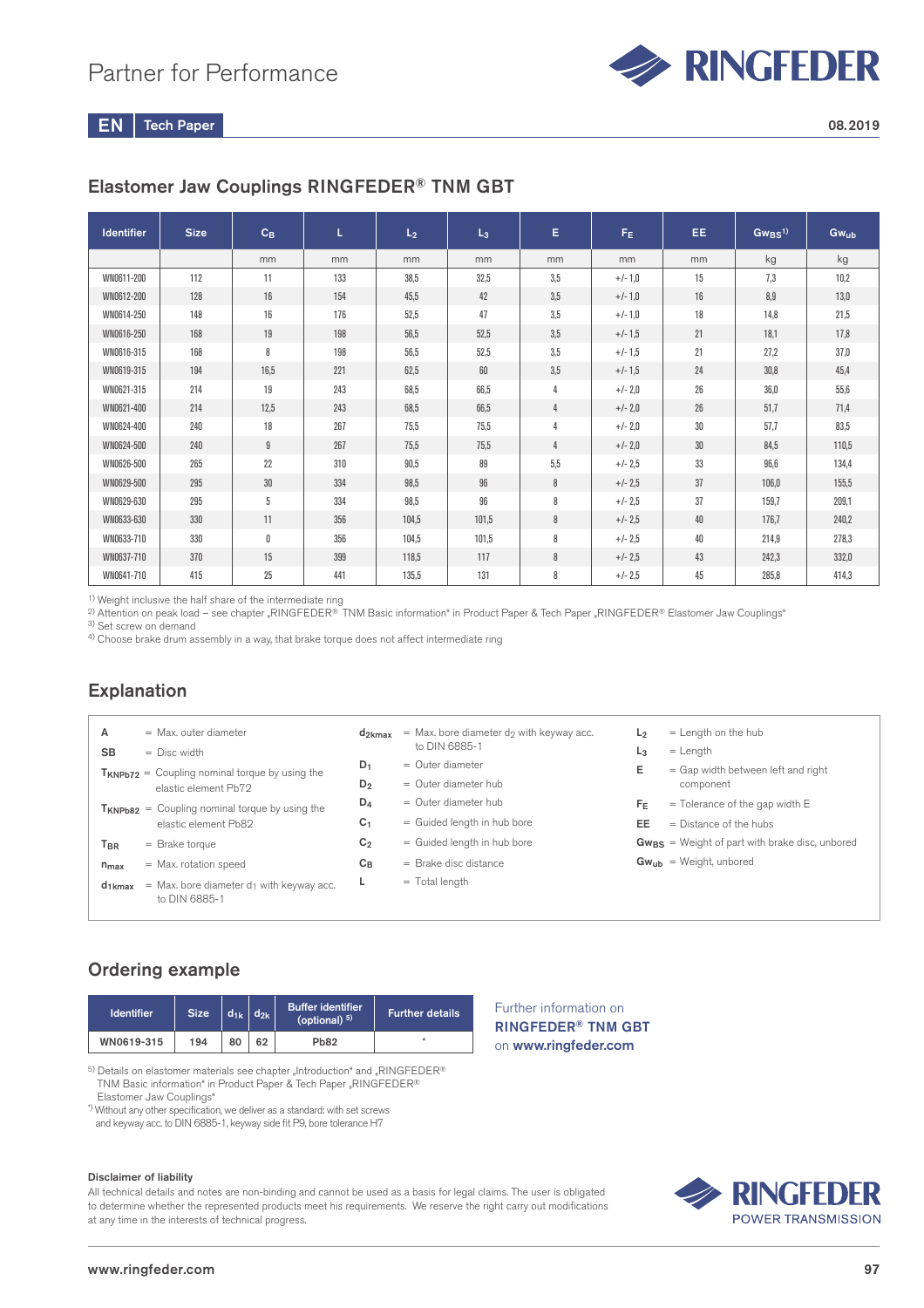Partner for Performance

EN | Tech Paper

08.2019

## Elastomer Jaw Couplings RINGFEDER® TNM GBT

| Identifier | Size | $C_B$ | L | $L_2$ | $L_3$ | E | $F_E$ | EE | $Gw_{BS}$[1] | $Gw_{ub}$ |
|---|---|---|---|---|---|---|---|---|---|---|
| | | mm | mm | mm | mm | mm | mm | mm | kg | kg |
| WN0611-200 | 112 | 11 | 133 | 38,5 | 32,5 | 3,5 | +/- 1,0 | 15 | 7,3 | 10,2 |
| WN0612-200 | 128 | 16 | 154 | 45,5 | 42 | 3,5 | +/- 1,0 | 16 | 8,9 | 13,0 |
| WN0614-250 | 148 | 16 | 176 | 52,5 | 47 | 3,5 | +/- 1,0 | 18 | 14,8 | 21,5 |
| WN0616-250 | 168 | 19 | 198 | 56,5 | 52,5 | 3,5 | +/- 1,5 | 21 | 18,1 | 17,8 |
| WN0616-315 | 168 | 8 | 198 | 56,5 | 52,5 | 3,5 | +/- 1,5 | 21 | 27,2 | 37,0 |
| WN0619-315 | 194 | 16,5 | 221 | 62,5 | 60 | 3,5 | +/- 1,5 | 24 | 30,8 | 45,4 |
| WN0621-315 | 214 | 19 | 243 | 68,5 | 66,5 | 4 | +/- 2,0 | 26 | 36,0 | 55,6 |
| WN0621-400 | 214 | 12,5 | 243 | 68,5 | 66,5 | 4 | +/- 2,0 | 26 | 51,7 | 71,4 |
| WN0624-400 | 240 | 18 | 267 | 75,5 | 75,5 | 4 | +/- 2,0 | 30 | 57,7 | 83,5 |
| WN0624-500 | 240 | 9 | 267 | 75,5 | 75,5 | 4 | +/- 2,0 | 30 | 84,5 | 110,5 |
| WN0626-500 | 265 | 22 | 310 | 90,5 | 89 | 5,5 | +/- 2,5 | 33 | 96,6 | 134,4 |
| WN0629-500 | 295 | 30 | 334 | 98,5 | 96 | 8 | +/- 2,5 | 37 | 106,0 | 155,5 |
| WN0629-630 | 295 | 5 | 334 | 98,5 | 96 | 8 | +/- 2,5 | 37 | 159,7 | 209,1 |
| WN0633-630 | 330 | 11 | 356 | 104,5 | 101,5 | 8 | +/- 2,5 | 40 | 176,7 | 240,2 |
| WN0633-710 | 330 | 0 | 356 | 104,5 | 101,5 | 8 | +/- 2,5 | 40 | 214,9 | 278,3 |
| WN0637-710 | 370 | 15 | 399 | 118,5 | 117 | 8 | +/- 2,5 | 43 | 242,3 | 332,0 |
| WN0641-710 | 415 | 25 | 441 | 135,5 | 131 | 8 | +/- 2,5 | 45 | 285,8 | 414,3 |

[1] Weight inclusive the half share of the intermediate ring
[2] Attention on peak load – see chapter „RINGFEDER® TNM Basic information" in Product Paper & Tech Paper „RINGFEDER® Elastomer Jaw Couplings"
[3] Set screw on demand
[4] Choose brake drum assembly in a way, that brake torque does not affect intermediate ring

## Explanation

- **A** = Max. outer diameter
- **SB** = Disc width
- $T_{KNPb72}$ = Coupling nominal torque by using the elastic element Pb72
- $T_{KNPb82}$ = Coupling nominal torque by using the elastic element Pb82
- $T_{BR}$ = Brake torque
- $n_{max}$ = Max. rotation speed
- $d_{1kmax}$ = Max. bore diameter $d_1$ with keyway acc. to DIN 6885-1
- $d_{2kmax}$ = Max. bore diameter $d_2$ with keyway acc. to DIN 6885-1
- $D_1$ = Outer diameter
- $D_2$ = Outer diameter hub
- $D_4$ = Outer diameter hub
- $C_1$ = Guided length in hub bore
- $C_2$ = Guided length in hub bore
- $C_B$ = Brake disc distance
- **L** = Total length
- $L_2$ = Length on the hub
- $L_3$ = Length
- **E** = Gap width between left and right component
- $F_E$ = Tolerance of the gap width E
- **EE** = Distance of the hubs
- $Gw_{BS}$ = Weight of part with brake disc, unbored
- $Gw_{ub}$ = Weight, unbored

## Ordering example

| Identifier | Size | $d_{1k}$ | $d_{2k}$ | Buffer identifier (optional) [5] | Further details |
|---|---|---|---|---|---|
| WN0619-315 | 194 | 80 | 62 | Pb82 | * |

[5] Details on elastomer materials see chapter „Introduction" and „RINGFEDER® TNM Basic information" in Product Paper & Tech Paper „RINGFEDER® Elastomer Jaw Couplings"

*) Without any other specification, we deliver as a standard: with set screws and keyway acc. to DIN 6885-1, keyway side fit P9, bore tolerance H7

Further information on **RINGFEDER® TNM GBT** on **www.ringfeder.com**

**Disclaimer of liability**

All technical details and notes are non-binding and cannot be used as a basis for legal claims. The user is obligated to determine whether the represented products meet his requirements. We reserve the right carry out modifications at any time in the interests of technical progress.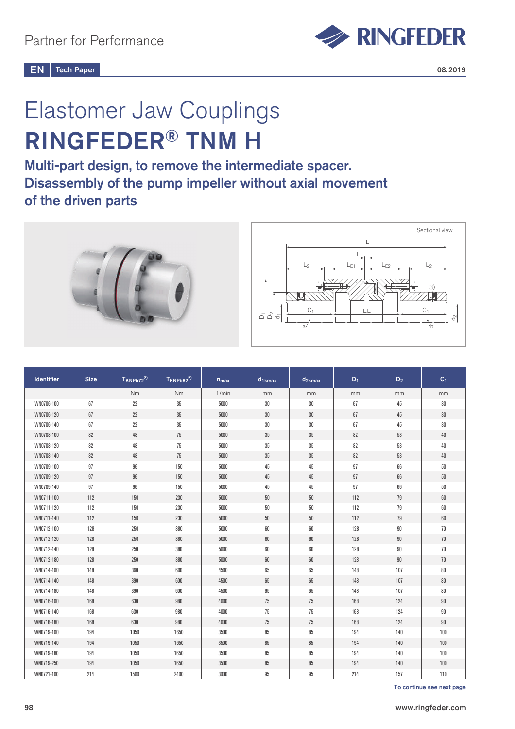Partner for Performance

EN Tech Paper

08.2019

# Elastomer Jaw Couplings

# RINGFEDER® TNM H

## Multi-part design, to remove the intermediate spacer. Disassembly of the pump impeller without axial movement of the driven parts

Sectional view

| Identifier | Size | $T_{KNPb72}$ 2) | $T_{KNPb82}$ 2) | $n_{max}$ | $d_{1kmax}$ | $d_{2kmax}$ | $D_1$ | $D_2$ | $C_1$ |
|---|---|---|---|---|---|---|---|---|---|
| | | Nm | Nm | 1/min | mm | mm | mm | mm | mm |
| WN0706-100 | 67 | 22 | 35 | 5000 | 30 | 30 | 67 | 45 | 30 |
| WN0706-120 | 67 | 22 | 35 | 5000 | 30 | 30 | 67 | 45 | 30 |
| WN0706-140 | 67 | 22 | 35 | 5000 | 30 | 30 | 67 | 45 | 30 |
| WN0708-100 | 82 | 48 | 75 | 5000 | 35 | 35 | 82 | 53 | 40 |
| WN0708-120 | 82 | 48 | 75 | 5000 | 35 | 35 | 82 | 53 | 40 |
| WN0708-140 | 82 | 48 | 75 | 5000 | 35 | 35 | 82 | 53 | 40 |
| WN0709-100 | 97 | 96 | 150 | 5000 | 45 | 45 | 97 | 66 | 50 |
| WN0709-120 | 97 | 96 | 150 | 5000 | 45 | 45 | 97 | 66 | 50 |
| WN0709-140 | 97 | 96 | 150 | 5000 | 45 | 45 | 97 | 66 | 50 |
| WN0711-100 | 112 | 150 | 230 | 5000 | 50 | 50 | 112 | 79 | 60 |
| WN0711-120 | 112 | 150 | 230 | 5000 | 50 | 50 | 112 | 79 | 60 |
| WN0711-140 | 112 | 150 | 230 | 5000 | 50 | 50 | 112 | 79 | 60 |
| WN0712-100 | 128 | 250 | 380 | 5000 | 60 | 60 | 128 | 90 | 70 |
| WN0712-120 | 128 | 250 | 380 | 5000 | 60 | 60 | 128 | 90 | 70 |
| WN0712-140 | 128 | 250 | 380 | 5000 | 60 | 60 | 128 | 90 | 70 |
| WN0712-180 | 128 | 250 | 380 | 5000 | 60 | 60 | 128 | 90 | 70 |
| WN0714-100 | 148 | 390 | 600 | 4500 | 65 | 65 | 148 | 107 | 80 |
| WN0714-140 | 148 | 390 | 600 | 4500 | 65 | 65 | 148 | 107 | 80 |
| WN0714-180 | 148 | 390 | 600 | 4500 | 65 | 65 | 148 | 107 | 80 |
| WN0716-100 | 168 | 630 | 980 | 4000 | 75 | 75 | 168 | 124 | 90 |
| WN0716-140 | 168 | 630 | 980 | 4000 | 75 | 75 | 168 | 124 | 90 |
| WN0716-180 | 168 | 630 | 980 | 4000 | 75 | 75 | 168 | 124 | 90 |
| WN0719-100 | 194 | 1050 | 1650 | 3500 | 85 | 85 | 194 | 140 | 100 |
| WN0719-140 | 194 | 1050 | 1650 | 3500 | 85 | 85 | 194 | 140 | 100 |
| WN0719-180 | 194 | 1050 | 1650 | 3500 | 85 | 85 | 194 | 140 | 100 |
| WN0719-250 | 194 | 1050 | 1650 | 3500 | 85 | 85 | 194 | 140 | 100 |
| WN0721-100 | 214 | 1500 | 2400 | 3000 | 95 | 95 | 214 | 157 | 110 |

To continue see next page

www.ringfeder.com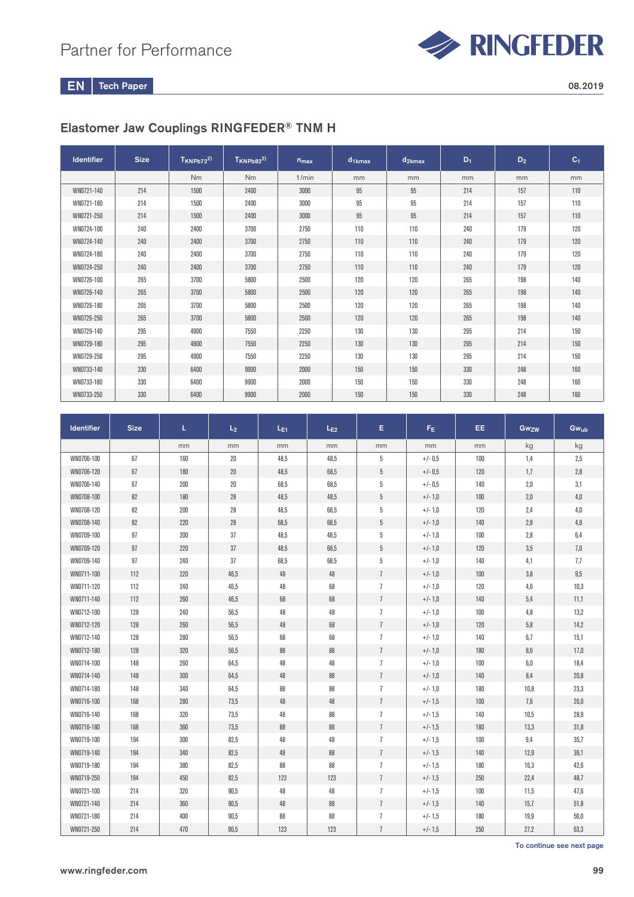## Elastomer Jaw Couplings RINGFEDER® TNM H

| Identifier | Size | $T_{KNPb72}$[2)] | $T_{KNPb82}$[2)] | $n_{max}$ | $d_{1kmax}$ | $d_{2kmax}$ | $D_1$ | $D_2$ | $C_1$ |
|---|---|---|---|---|---|---|---|---|---|
| | | Nm | Nm | 1/min | mm | mm | mm | mm | mm |
| WN0721-140 | 214 | 1500 | 2400 | 3000 | 95 | 95 | 214 | 157 | 110 |
| WN0721-180 | 214 | 1500 | 2400 | 3000 | 95 | 95 | 214 | 157 | 110 |
| WN0721-250 | 214 | 1500 | 2400 | 3000 | 95 | 95 | 214 | 157 | 110 |
| WN0724-100 | 240 | 2400 | 3700 | 2750 | 110 | 110 | 240 | 179 | 120 |
| WN0724-140 | 240 | 2400 | 3700 | 2750 | 110 | 110 | 240 | 179 | 120 |
| WN0724-180 | 240 | 2400 | 3700 | 2750 | 110 | 110 | 240 | 179 | 120 |
| WN0724-250 | 240 | 2400 | 3700 | 2750 | 110 | 110 | 240 | 179 | 120 |
| WN0726-100 | 265 | 3700 | 5800 | 2500 | 120 | 120 | 265 | 198 | 140 |
| WN0726-140 | 265 | 3700 | 5800 | 2500 | 120 | 120 | 265 | 198 | 140 |
| WN0726-180 | 265 | 3700 | 5800 | 2500 | 120 | 120 | 265 | 198 | 140 |
| WN0726-250 | 265 | 3700 | 5800 | 2500 | 120 | 120 | 265 | 198 | 140 |
| WN0729-140 | 295 | 4900 | 7550 | 2250 | 130 | 130 | 295 | 214 | 150 |
| WN0729-180 | 295 | 4900 | 7550 | 2250 | 130 | 130 | 295 | 214 | 150 |
| WN0729-250 | 295 | 4900 | 7550 | 2250 | 130 | 130 | 295 | 214 | 150 |
| WN0733-140 | 330 | 6400 | 9900 | 2000 | 150 | 150 | 330 | 248 | 160 |
| WN0733-180 | 330 | 6400 | 9900 | 2000 | 150 | 150 | 330 | 248 | 160 |
| WN0733-250 | 330 | 6400 | 9900 | 2000 | 150 | 150 | 330 | 248 | 160 |

| Identifier | Size | L | $L_2$ | $L_{E1}$ | $L_{E2}$ | E | $F_E$ | EE | $Gw_{ZW}$ | $Gw_{ub}$ |
|---|---|---|---|---|---|---|---|---|---|---|
| | | mm | mm | mm | mm | mm | mm | mm | kg | kg |
| WN0706-100 | 67 | 160 | 20 | 48,5 | 48,5 | 5 | +/- 0,5 | 100 | 1,4 | 2,5 |
| WN0706-120 | 67 | 180 | 20 | 48,5 | 68,5 | 5 | +/- 0,5 | 120 | 1,7 | 2,8 |
| WN0706-140 | 67 | 200 | 20 | 68,5 | 68,5 | 5 | +/- 0,5 | 140 | 2,0 | 3,1 |
| WN0708-100 | 82 | 180 | 28 | 48,5 | 48,5 | 5 | +/- 1,0 | 100 | 2,0 | 4,0 |
| WN0708-120 | 82 | 200 | 28 | 48,5 | 68,5 | 5 | +/- 1,0 | 120 | 2,4 | 4,0 |
| WN0708-140 | 82 | 220 | 28 | 68,5 | 68,5 | 5 | +/- 1,0 | 140 | 2,8 | 4,9 |
| WN0709-100 | 97 | 200 | 37 | 48,5 | 48,5 | 5 | +/- 1,0 | 100 | 2,8 | 6,4 |
| WN0709-120 | 97 | 220 | 37 | 48,5 | 68,5 | 5 | +/- 1,0 | 120 | 3,5 | 7,0 |
| WN0709-140 | 97 | 240 | 37 | 68,5 | 68,5 | 5 | +/- 1,0 | 140 | 4,1 | 7,7 |
| WN0711-100 | 112 | 220 | 46,5 | 48 | 48 | 7 | +/- 1,0 | 100 | 3,8 | 9,5 |
| WN0711-120 | 112 | 240 | 46,5 | 48 | 68 | 7 | +/- 1,0 | 120 | 4,6 | 10,3 |
| WN0711-140 | 112 | 260 | 46,5 | 68 | 68 | 7 | +/- 1,0 | 140 | 5,4 | 11,1 |
| WN0712-100 | 128 | 240 | 56,5 | 48 | 48 | 7 | +/- 1,0 | 100 | 4,8 | 13,2 |
| WN0712-120 | 128 | 260 | 56,5 | 48 | 68 | 7 | +/- 1,0 | 120 | 5,8 | 14,2 |
| WN0712-140 | 128 | 280 | 56,5 | 68 | 68 | 7 | +/- 1,0 | 140 | 6,7 | 15,1 |
| WN0712-180 | 128 | 320 | 56,5 | 88 | 88 | 7 | +/- 1,0 | 180 | 8,6 | 17,0 |
| WN0714-100 | 148 | 260 | 64,5 | 48 | 48 | 7 | +/- 1,0 | 100 | 6,0 | 18,4 |
| WN0714-140 | 148 | 300 | 64,5 | 48 | 88 | 7 | +/- 1,0 | 140 | 8,4 | 20,8 |
| WN0714-180 | 148 | 340 | 64,5 | 88 | 88 | 7 | +/- 1,0 | 180 | 10,8 | 23,3 |
| WN0716-100 | 168 | 280 | 73,5 | 48 | 48 | 7 | +/- 1,5 | 100 | 7,6 | 26,0 |
| WN0716-140 | 168 | 320 | 73,5 | 48 | 88 | 7 | +/- 1,5 | 140 | 10,5 | 28,9 |
| WN0716-180 | 168 | 360 | 73,5 | 88 | 88 | 7 | +/- 1,5 | 180 | 13,3 | 31,8 |
| WN0719-100 | 194 | 300 | 82,5 | 48 | 48 | 7 | +/- 1,5 | 100 | 9,4 | 35,7 |
| WN0719-140 | 194 | 340 | 82,5 | 48 | 88 | 7 | +/- 1,5 | 140 | 12,9 | 39,1 |
| WN0719-180 | 194 | 380 | 82,5 | 88 | 88 | 7 | +/- 1,5 | 180 | 16,3 | 42,6 |
| WN0719-250 | 194 | 450 | 82,5 | 123 | 123 | 7 | +/- 1,5 | 250 | 22,4 | 48,7 |
| WN0721-100 | 214 | 320 | 90,5 | 48 | 48 | 7 | +/- 1,5 | 100 | 11,5 | 47,6 |
| WN0721-140 | 214 | 360 | 90,5 | 48 | 88 | 7 | +/- 1,5 | 140 | 15,7 | 51,8 |
| WN0721-180 | 214 | 400 | 90,5 | 88 | 88 | 7 | +/- 1,5 | 180 | 19,9 | 56,0 |
| WN0721-250 | 214 | 470 | 90,5 | 123 | 123 | 7 | +/- 1,5 | 250 | 27,2 | 63,3 |

To continue see next page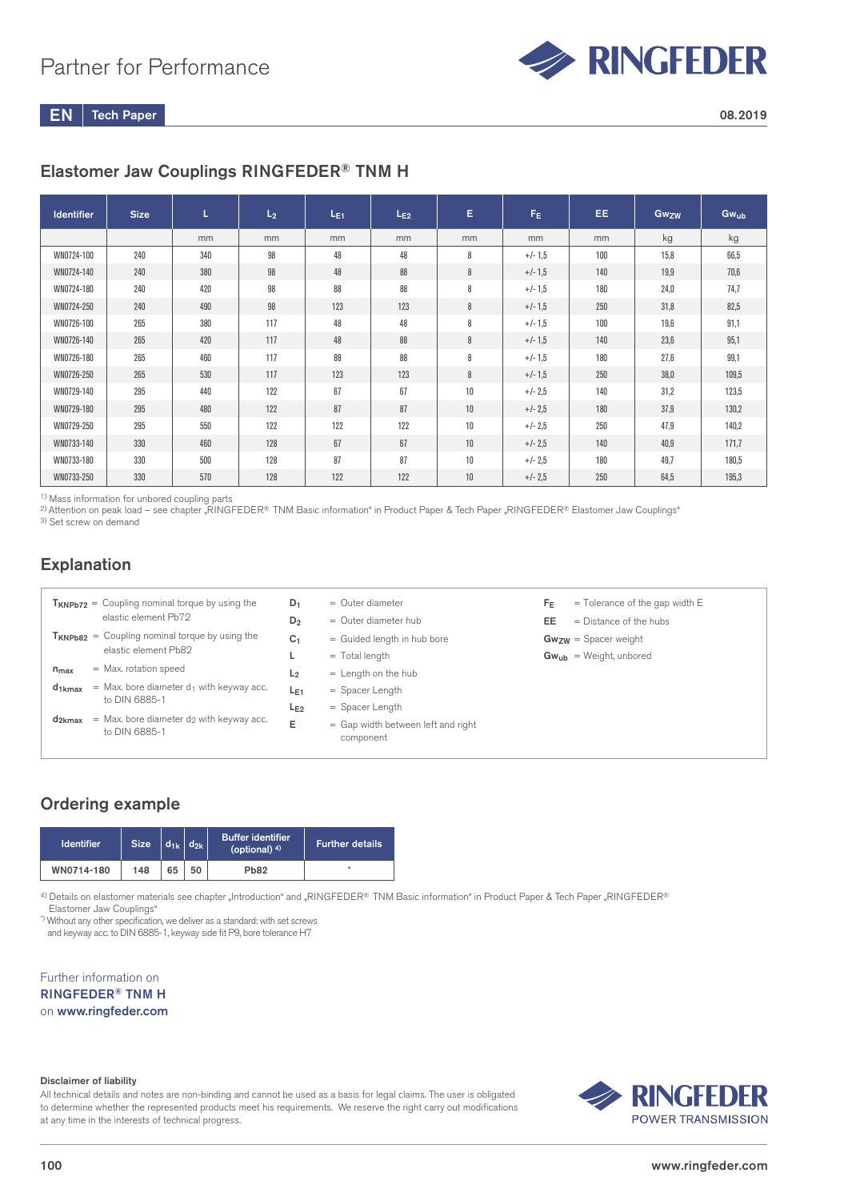## Elastomer Jaw Couplings RINGFEDER® TNM H

| Identifier | Size | L | $L_2$ | $L_{E1}$ | $L_{E2}$ | E | $F_E$ | EE | $Gw_{ZW}$ | $Gw_{ub}$ |
|---|---|---|---|---|---|---|---|---|---|---|
| | | mm | mm | mm | mm | mm | mm | mm | kg | kg |
| WN0724-100 | 240 | 340 | 98 | 48 | 48 | 8 | +/- 1,5 | 100 | 15,8 | 66,5 |
| WN0724-140 | 240 | 380 | 98 | 48 | 88 | 8 | +/- 1,5 | 140 | 19,9 | 70,6 |
| WN0724-180 | 240 | 420 | 98 | 88 | 88 | 8 | +/- 1,5 | 180 | 24,0 | 74,7 |
| WN0724-250 | 240 | 490 | 98 | 123 | 123 | 8 | +/- 1,5 | 250 | 31,8 | 82,5 |
| WN0726-100 | 265 | 380 | 117 | 48 | 48 | 8 | +/- 1,5 | 100 | 19,6 | 91,1 |
| WN0726-140 | 265 | 420 | 117 | 48 | 88 | 8 | +/- 1,5 | 140 | 23,6 | 95,1 |
| WN0726-180 | 265 | 460 | 117 | 88 | 88 | 8 | +/- 1,5 | 180 | 27,6 | 99,1 |
| WN0726-250 | 265 | 530 | 117 | 123 | 123 | 8 | +/- 1,5 | 250 | 38,0 | 109,5 |
| WN0729-140 | 295 | 440 | 122 | 67 | 67 | 10 | +/- 2,5 | 140 | 31,2 | 123,5 |
| WN0729-180 | 295 | 480 | 122 | 87 | 87 | 10 | +/- 2,5 | 180 | 37,9 | 130,2 |
| WN0729-250 | 295 | 550 | 122 | 122 | 122 | 10 | +/- 2,5 | 250 | 47,9 | 140,2 |
| WN0733-140 | 330 | 460 | 128 | 67 | 67 | 10 | +/- 2,5 | 140 | 40,9 | 171,7 |
| WN0733-180 | 330 | 500 | 128 | 87 | 87 | 10 | +/- 2,5 | 180 | 49,7 | 180,5 |
| WN0733-250 | 330 | 570 | 128 | 122 | 122 | 10 | +/- 2,5 | 250 | 64,5 | 195,3 |

[1] Mass information for unbored coupling parts
[2] Attention on peak load – see chapter „RINGFEDER® TNM Basic information" in Product Paper & Tech Paper „RINGFEDER® Elastomer Jaw Couplings"
[3] Set screw on demand

## Explanation

- $T_{KNPb72}$ = Coupling nominal torque by using the elastic element Pb72
- $T_{KNPb82}$ = Coupling nominal torque by using the elastic element Pb82
- $n_{max}$ = Max. rotation speed
- $d_{1kmax}$ = Max. bore diameter $d_1$ with keyway acc. to DIN 6885-1
- $d_{2kmax}$ = Max. bore diameter $d_2$ with keyway acc. to DIN 6885-1
- $D_1$ = Outer diameter
- $D_2$ = Outer diameter hub
- $C_1$ = Guided length in hub bore
- L = Total length
- $L_2$ = Length on the hub
- $L_{E1}$ = Spacer Length
- $L_{E2}$ = Spacer Length
- E = Gap width between left and right component
- $F_E$ = Tolerance of the gap width E
- EE = Distance of the hubs
- $Gw_{ZW}$ = Spacer weight
- $Gw_{ub}$ = Weight, unbored

## Ordering example

| Identifier | Size | $d_{1k}$ | $d_{2k}$ | Buffer identifier (optional) [4] | Further details |
|---|---|---|---|---|---|
| WN0714-180 | 148 | 65 | 50 | Pb82 | * |

[4] Details on elastomer materials see chapter „Introduction" and „RINGFEDER® TNM Basic information" in Product Paper & Tech Paper „RINGFEDER® Elastomer Jaw Couplings"

*) Without any other specification, we deliver as a standard: with set screws and keyway acc. to DIN 6885-1, keyway side fit P9, bore tolerance H7

Further information on
**RINGFEDER® TNM H**
on **www.ringfeder.com**

**Disclaimer of liability**
All technical details and notes are non-binding and cannot be used as a basis for legal claims. The user is obligated to determine whether the represented products meet his requirements. We reserve the right carry out modifications at any time in the interests of technical progress.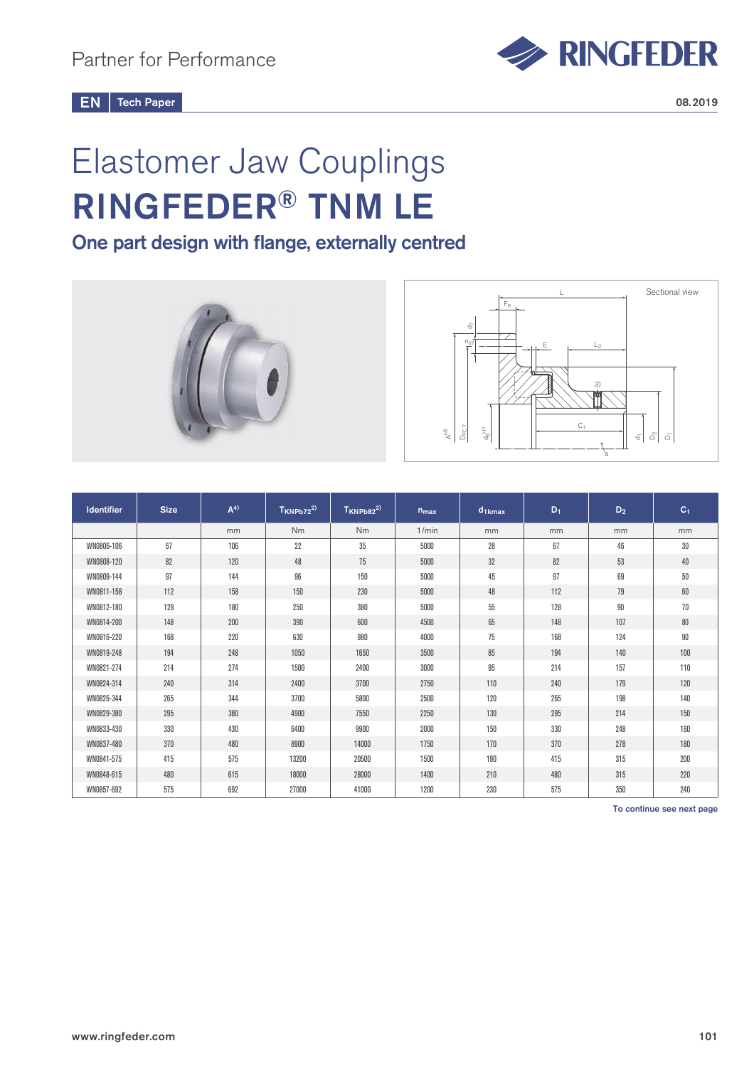Partner for Performance

EN Tech Paper

08.2019

# Elastomer Jaw Couplings

# RINGFEDER® TNM LE

## One part design with flange, externally centred

| Identifier | Size | A[4)] | $T_{KNPb72}$[2)] | $T_{KNPb82}$[2)] | $n_{max}$ | $d_{1kmax}$ | $D_1$ | $D_2$ | $C_1$ |
|---|---|---|---|---|---|---|---|---|---|
| | | mm | Nm | Nm | 1/min | mm | mm | mm | mm |
| WN0806-106 | 67 | 106 | 22 | 35 | 5000 | 28 | 67 | 46 | 30 |
| WN0808-120 | 82 | 120 | 48 | 75 | 5000 | 32 | 82 | 53 | 40 |
| WN0809-144 | 97 | 144 | 96 | 150 | 5000 | 45 | 97 | 69 | 50 |
| WN0811-158 | 112 | 158 | 150 | 230 | 5000 | 48 | 112 | 79 | 60 |
| WN0812-180 | 128 | 180 | 250 | 380 | 5000 | 55 | 128 | 90 | 70 |
| WN0814-200 | 148 | 200 | 390 | 600 | 4500 | 65 | 148 | 107 | 80 |
| WN0816-220 | 168 | 220 | 630 | 980 | 4000 | 75 | 168 | 124 | 90 |
| WN0819-248 | 194 | 248 | 1050 | 1650 | 3500 | 85 | 194 | 140 | 100 |
| WN0821-274 | 214 | 274 | 1500 | 2400 | 3000 | 95 | 214 | 157 | 110 |
| WN0824-314 | 240 | 314 | 2400 | 3700 | 2750 | 110 | 240 | 179 | 120 |
| WN0826-344 | 265 | 344 | 3700 | 5800 | 2500 | 120 | 265 | 198 | 140 |
| WN0829-380 | 295 | 380 | 4900 | 7550 | 2250 | 130 | 295 | 214 | 150 |
| WN0833-430 | 330 | 430 | 6400 | 9900 | 2000 | 150 | 330 | 248 | 160 |
| WN0837-480 | 370 | 480 | 8900 | 14000 | 1750 | 170 | 370 | 278 | 180 |
| WN0841-575 | 415 | 575 | 13200 | 20500 | 1500 | 190 | 415 | 315 | 200 |
| WN0848-615 | 480 | 615 | 18000 | 28000 | 1400 | 210 | 480 | 315 | 220 |
| WN0857-692 | 575 | 692 | 27000 | 41000 | 1200 | 230 | 575 | 350 | 240 |

To continue see next page

www.ringfeder.com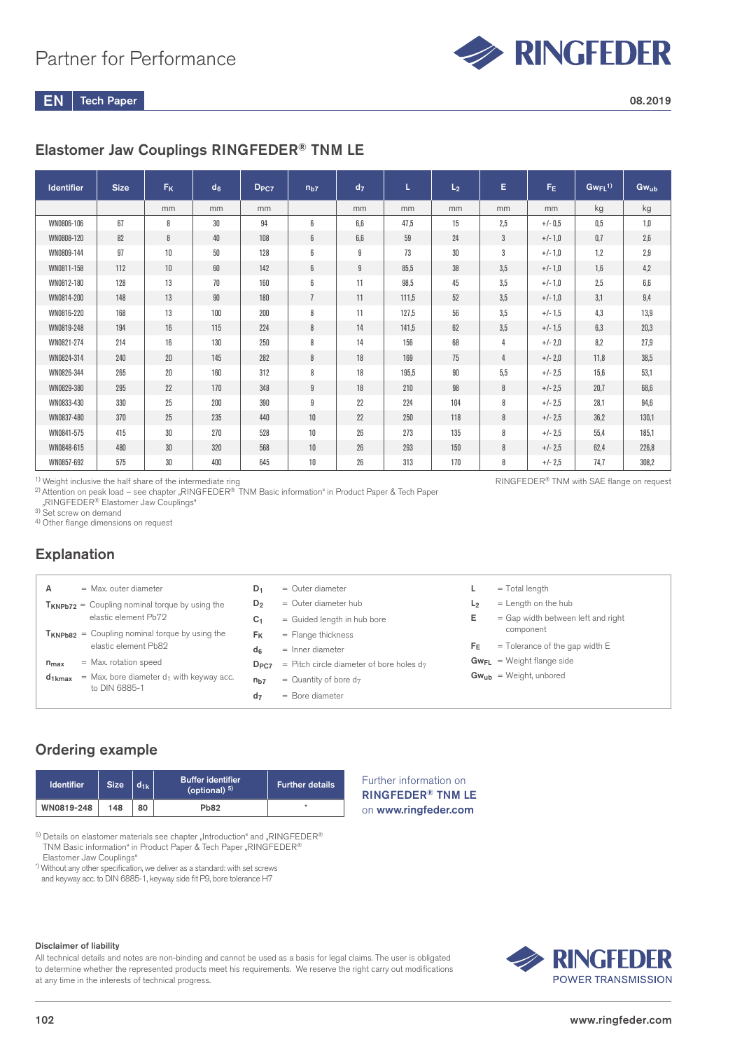Partner for Performance

EN Tech Paper

08.2019

## Elastomer Jaw Couplings RINGFEDER® TNM LE

| Identifier | Size | $F_K$ | $d_6$ | $D_{PC7}$ | $n_{b7}$ | $d_7$ | L | $L_2$ | E | $F_E$ | $Gw_{FL}$[1] | $Gw_{ub}$ |
|---|---|---|---|---|---|---|---|---|---|---|---|---|
| | | mm | mm | mm | | mm | mm | mm | mm | mm | kg | kg |
| WN0806-106 | 67 | 8 | 30 | 94 | 6 | 6,6 | 47,5 | 15 | 2,5 | +/- 0,5 | 0,5 | 1,0 |
| WN0808-120 | 82 | 8 | 40 | 108 | 6 | 6,6 | 59 | 24 | 3 | +/- 1,0 | 0,7 | 2,6 |
| WN0809-144 | 97 | 10 | 50 | 128 | 6 | 9 | 73 | 30 | 3 | +/- 1,0 | 1,2 | 2,9 |
| WN0811-158 | 112 | 10 | 60 | 142 | 6 | 9 | 85,5 | 38 | 3,5 | +/- 1,0 | 1,6 | 4,2 |
| WN0812-180 | 128 | 13 | 70 | 160 | 6 | 11 | 98,5 | 45 | 3,5 | +/- 1,0 | 2,5 | 6,6 |
| WN0814-200 | 148 | 13 | 90 | 180 | 7 | 11 | 111,5 | 52 | 3,5 | +/- 1,0 | 3,1 | 9,4 |
| WN0816-220 | 168 | 13 | 100 | 200 | 8 | 11 | 127,5 | 56 | 3,5 | +/- 1,5 | 4,3 | 13,9 |
| WN0819-248 | 194 | 16 | 115 | 224 | 8 | 14 | 141,5 | 62 | 3,5 | +/- 1,5 | 6,3 | 20,3 |
| WN0821-274 | 214 | 16 | 130 | 250 | 8 | 14 | 156 | 68 | 4 | +/- 2,0 | 8,2 | 27,9 |
| WN0824-314 | 240 | 20 | 145 | 282 | 8 | 18 | 169 | 75 | 4 | +/- 2,0 | 11,8 | 38,5 |
| WN0826-344 | 265 | 20 | 160 | 312 | 8 | 18 | 195,5 | 90 | 5,5 | +/- 2,5 | 15,6 | 53,1 |
| WN0829-380 | 295 | 22 | 170 | 348 | 9 | 18 | 210 | 98 | 8 | +/- 2,5 | 20,7 | 68,6 |
| WN0833-430 | 330 | 25 | 200 | 390 | 9 | 22 | 224 | 104 | 8 | +/- 2,5 | 28,1 | 94,6 |
| WN0837-480 | 370 | 25 | 235 | 440 | 10 | 22 | 250 | 118 | 8 | +/- 2,5 | 36,2 | 130,1 |
| WN0841-575 | 415 | 30 | 270 | 528 | 10 | 26 | 273 | 135 | 8 | +/- 2,5 | 55,4 | 185,1 |
| WN0848-615 | 480 | 30 | 320 | 568 | 10 | 26 | 293 | 150 | 8 | +/- 2,5 | 62,4 | 226,8 |
| WN0857-692 | 575 | 30 | 400 | 645 | 10 | 26 | 313 | 170 | 8 | +/- 2,5 | 74,7 | 308,2 |

[1] Weight inclusive the half share of the intermediate ring
[2] Attention on peak load – see chapter „RINGFEDER® TNM Basic information“ in Product Paper & Tech Paper „RINGFEDER® Elastomer Jaw Couplings“
[3] Set screw on demand
[4] Other flange dimensions on request

RINGFEDER® TNM with SAE flange on request

## Explanation

- A = Max. outer diameter
- $T_{KNPb72}$ = Coupling nominal torque by using the elastic element Pb72
- $T_{KNPb82}$ = Coupling nominal torque by using the elastic element Pb82
- $n_{max}$ = Max. rotation speed
- $d_{1kmax}$ = Max. bore diameter $d_1$ with keyway acc. to DIN 6885-1
- $D_1$ = Outer diameter
- $D_2$ = Outer diameter hub
- $C_1$ = Guided length in hub bore
- $F_K$ = Flange thickness
- $d_6$ = Inner diameter
- $D_{PC7}$ = Pitch circle diameter of bore holes $d_7$
- $n_{b7}$ = Quantity of bore $d_7$
- $d_7$ = Bore diameter
- L = Total length
- $L_2$ = Length on the hub
- E = Gap width between left and right component
- $F_E$ = Tolerance of the gap width E
- $Gw_{FL}$ = Weight flange side
- $Gw_{ub}$ = Weight, unbored

## Ordering example

| Identifier | Size | $d_{1k}$ | Buffer identifier (optional) [5] | Further details |
|---|---|---|---|---|
| WN0819-248 | 148 | 80 | Pb82 | * |

Further information on **RINGFEDER® TNM LE** on **www.ringfeder.com**

[5] Details on elastomer materials see chapter „Introduction“ and „RINGFEDER® TNM Basic information“ in Product Paper & Tech Paper „RINGFEDER® Elastomer Jaw Couplings“
*) Without any other specification, we deliver as a standard: with set screws and keyway acc. to DIN 6885-1, keyway side fit P9, bore tolerance H7

**Disclaimer of liability**
All technical details and notes are non-binding and cannot be used as a basis for legal claims. The user is obligated to determine whether the represented products meet his requirements. We reserve the right carry out modifications at any time in the interests of technical progress.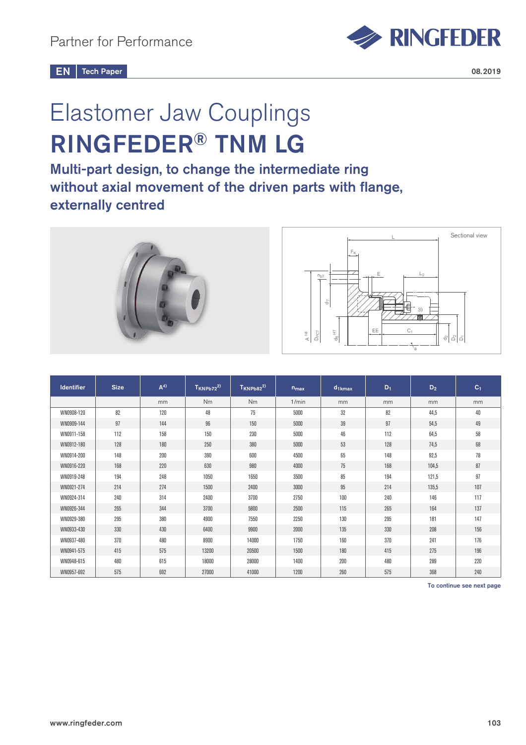Partner for Performance

EN Tech Paper

08.2019

# Elastomer Jaw Couplings

# RINGFEDER® TNM LG

## Multi-part design, to change the intermediate ring without axial movement of the driven parts with flange, externally centred

Sectional view

| Identifier | Size | A[4)] | $T_{KNPb72}$[2)] | $T_{KNPb82}$[2)] | $n_{max}$ | $d_{1kmax}$ | $D_1$ | $D_2$ | $C_1$ |
|---|---|---|---|---|---|---|---|---|---|
| | | mm | Nm | Nm | 1/min | mm | mm | mm | mm |
| WN0908-120 | 82 | 120 | 48 | 75 | 5000 | 32 | 82 | 44,5 | 40 |
| WN0909-144 | 97 | 144 | 96 | 150 | 5000 | 39 | 97 | 54,5 | 49 |
| WN0911-158 | 112 | 158 | 150 | 230 | 5000 | 46 | 112 | 64,5 | 58 |
| WN0912-180 | 128 | 180 | 250 | 380 | 5000 | 53 | 128 | 74,5 | 68 |
| WN0914-200 | 148 | 200 | 390 | 600 | 4500 | 65 | 148 | 92,5 | 78 |
| WN0916-220 | 168 | 220 | 630 | 980 | 4000 | 75 | 168 | 104,5 | 87 |
| WN0919-248 | 194 | 248 | 1050 | 1650 | 3500 | 85 | 194 | 121,5 | 97 |
| WN0921-274 | 214 | 274 | 1500 | 2400 | 3000 | 95 | 214 | 135,5 | 107 |
| WN0924-314 | 240 | 314 | 2400 | 3700 | 2750 | 100 | 240 | 146 | 117 |
| WN0926-344 | 265 | 344 | 3700 | 5800 | 2500 | 115 | 265 | 164 | 137 |
| WN0929-380 | 295 | 380 | 4900 | 7550 | 2250 | 130 | 295 | 181 | 147 |
| WN0933-430 | 330 | 430 | 6400 | 9900 | 2000 | 135 | 330 | 208 | 156 |
| WN0937-480 | 370 | 480 | 8900 | 14000 | 1750 | 160 | 370 | 241 | 176 |
| WN0941-575 | 415 | 575 | 13200 | 20500 | 1500 | 180 | 415 | 275 | 196 |
| WN0948-615 | 480 | 615 | 18000 | 28000 | 1400 | 200 | 480 | 289 | 220 |
| WN0957-692 | 575 | 692 | 27000 | 41000 | 1200 | 260 | 575 | 368 | 240 |

To continue see next page

www.ringfeder.com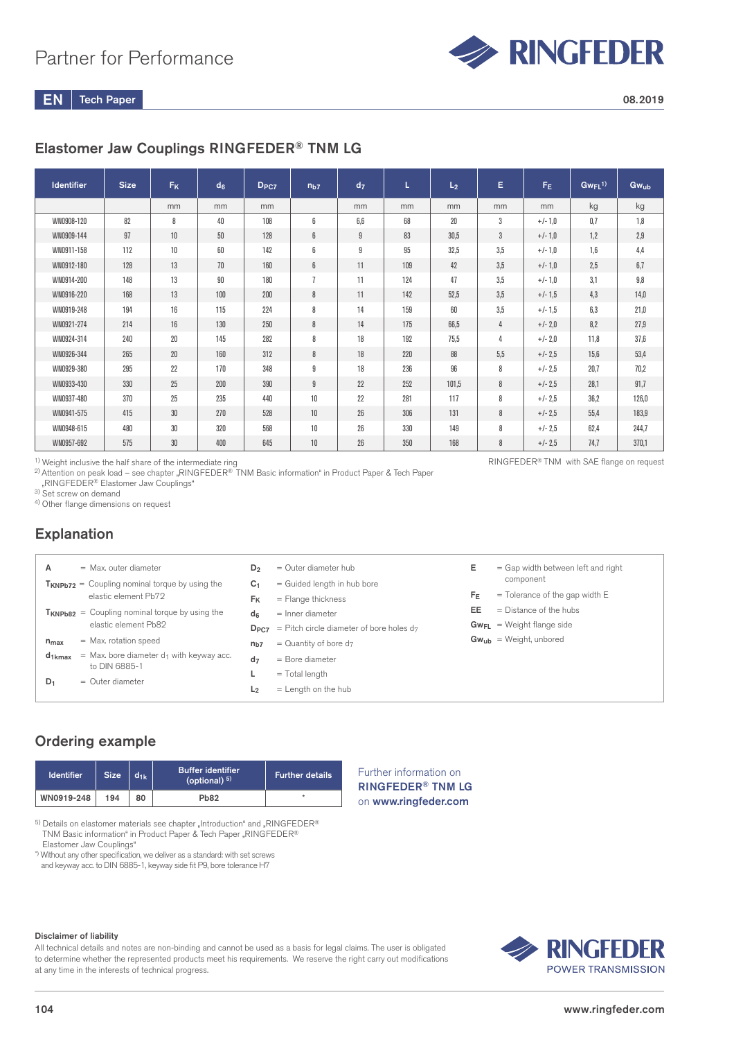Partner for Performance

EN Tech Paper

08.2019

## Elastomer Jaw Couplings RINGFEDER® TNM LG

| Identifier | Size | $F_K$ | $d_6$ | $D_{PC7}$ | $n_{b7}$ | $d_7$ | L | $L_2$ | E | $F_E$ | $Gw_{FL}$ [1] | $Gw_{ub}$ |
|---|---|---|---|---|---|---|---|---|---|---|---|---|
| | | mm | mm | mm | | mm | mm | mm | mm | mm | kg | kg |
| WN0908-120 | 82 | 8 | 40 | 108 | 6 | 6,6 | 68 | 20 | 3 | +/- 1,0 | 0,7 | 1,8 |
| WN0909-144 | 97 | 10 | 50 | 128 | 6 | 9 | 83 | 30,5 | 3 | +/- 1,0 | 1,2 | 2,9 |
| WN0911-158 | 112 | 10 | 60 | 142 | 6 | 9 | 95 | 32,5 | 3,5 | +/- 1,0 | 1,6 | 4,4 |
| WN0912-180 | 128 | 13 | 70 | 160 | 6 | 11 | 109 | 42 | 3,5 | +/- 1,0 | 2,5 | 6,7 |
| WN0914-200 | 148 | 13 | 90 | 180 | 7 | 11 | 124 | 47 | 3,5 | +/- 1,0 | 3,1 | 9,8 |
| WN0916-220 | 168 | 13 | 100 | 200 | 8 | 11 | 142 | 52,5 | 3,5 | +/- 1,5 | 4,3 | 14,0 |
| WN0919-248 | 194 | 16 | 115 | 224 | 8 | 14 | 159 | 60 | 3,5 | +/- 1,5 | 6,3 | 21,0 |
| WN0921-274 | 214 | 16 | 130 | 250 | 8 | 14 | 175 | 66,5 | 4 | +/- 2,0 | 8,2 | 27,9 |
| WN0924-314 | 240 | 20 | 145 | 282 | 8 | 18 | 192 | 75,5 | 4 | +/- 2,0 | 11,8 | 37,6 |
| WN0926-344 | 265 | 20 | 160 | 312 | 8 | 18 | 220 | 88 | 5,5 | +/- 2,5 | 15,6 | 53,4 |
| WN0929-380 | 295 | 22 | 170 | 348 | 9 | 18 | 236 | 96 | 8 | +/- 2,5 | 20,7 | 70,2 |
| WN0933-430 | 330 | 25 | 200 | 390 | 9 | 22 | 252 | 101,5 | 8 | +/- 2,5 | 28,1 | 91,7 |
| WN0937-480 | 370 | 25 | 235 | 440 | 10 | 22 | 281 | 117 | 8 | +/- 2,5 | 36,2 | 126,0 |
| WN0941-575 | 415 | 30 | 270 | 528 | 10 | 26 | 306 | 131 | 8 | +/- 2,5 | 55,4 | 183,9 |
| WN0948-615 | 480 | 30 | 320 | 568 | 10 | 26 | 330 | 149 | 8 | +/- 2,5 | 62,4 | 244,7 |
| WN0957-692 | 575 | 30 | 400 | 645 | 10 | 26 | 350 | 168 | 8 | +/- 2,5 | 74,7 | 370,1 |

[1] Weight inclusive the half share of the intermediate ring
[2] Attention on peak load – see chapter „RINGFEDER® TNM Basic information" in Product Paper & Tech Paper „RINGFEDER® Elastomer Jaw Couplings"
[3] Set screw on demand
[4] Other flange dimensions on request

RINGFEDER® TNM with SAE flange on request

## Explanation

- A = Max. outer diameter
- $T_{KNPb72}$ = Coupling nominal torque by using the elastic element Pb72
- $T_{KNPb82}$ = Coupling nominal torque by using the elastic element Pb82
- $n_{max}$ = Max. rotation speed
- $d_{1kmax}$ = Max. bore diameter $d_1$ with keyway acc. to DIN 6885-1
- $D_1$ = Outer diameter
- $D_2$ = Outer diameter hub
- $C_1$ = Guided length in hub bore
- $F_K$ = Flange thickness
- $d_6$ = Inner diameter
- $D_{PC7}$ = Pitch circle diameter of bore holes $d_7$
- $n_{b7}$ = Quantity of bore $d_7$
- $d_7$ = Bore diameter
- L = Total length
- $L_2$ = Length on the hub
- E = Gap width between left and right component
- $F_E$ = Tolerance of the gap width E
- EE = Distance of the hubs
- $Gw_{FL}$ = Weight flange side
- $Gw_{ub}$ = Weight, unbored

## Ordering example

| Identifier | Size | $d_{1k}$ | Buffer identifier (optional) [5] | Further details |
|---|---|---|---|---|
| WN0919-248 | 194 | 80 | Pb82 | * |

[5] Details on elastomer materials see chapter „Introduction" and „RINGFEDER® TNM Basic information" in Product Paper & Tech Paper „RINGFEDER® Elastomer Jaw Couplings"
*) Without any other specification, we deliver as a standard: with set screws and keyway acc. to DIN 6885-1, keyway side fit P9, bore tolerance H7

Further information on **RINGFEDER® TNM LG** on **www.ringfeder.com**

**Disclaimer of liability**
All technical details and notes are non-binding and cannot be used as a basis for legal claims. The user is obligated to determine whether the represented products meet his requirements. We reserve the right carry out modifications at any time in the interests of technical progress.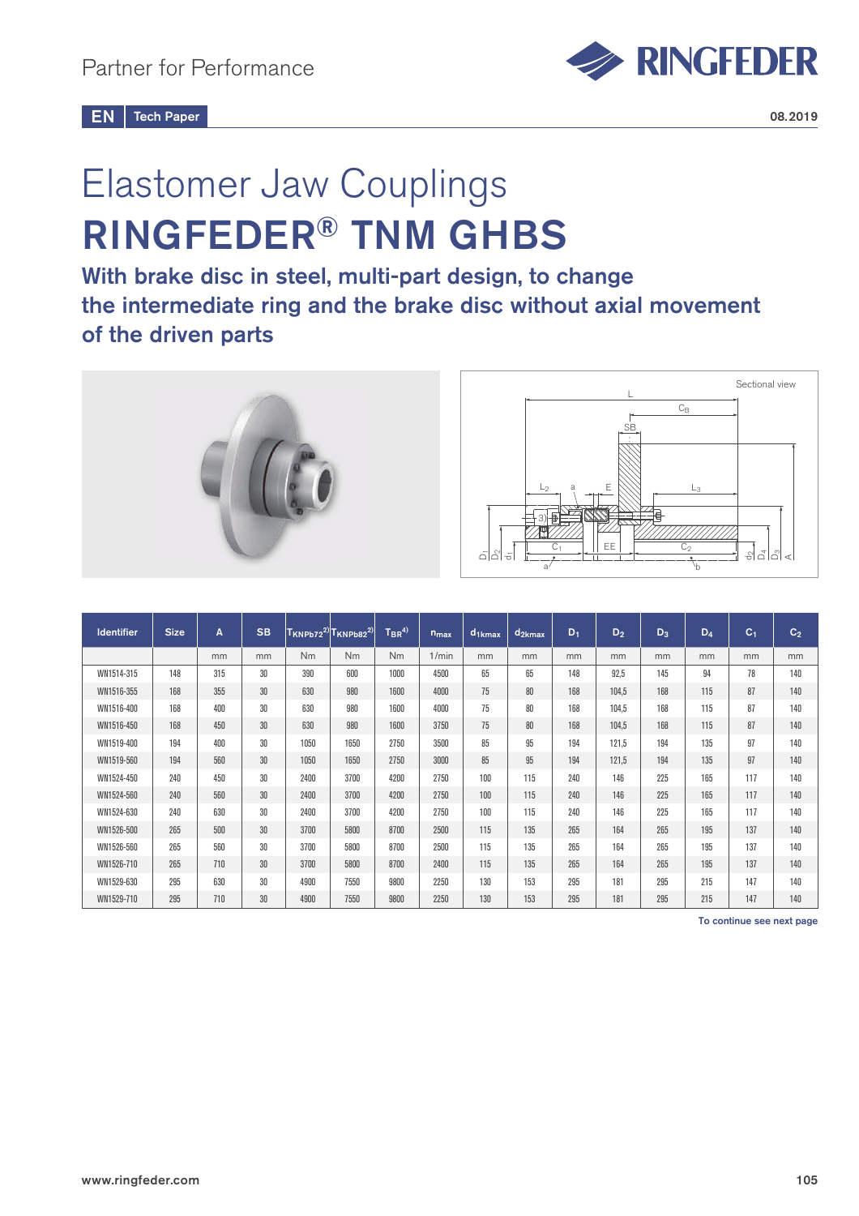Partner for Performance

EN Tech Paper

08.2019

# Elastomer Jaw Couplings

# RINGFEDER® TNM GHBS

## With brake disc in steel, multi-part design, to change the intermediate ring and the brake disc without axial movement of the driven parts

Sectional view

| Identifier | Size | A | SB | $T_{KNPb72}$[2] | $T_{KNPb82}$[2] | $T_{BR}$[4] | $n_{max}$ | $d_{1kmax}$ | $d_{2kmax}$ | $D_1$ | $D_2$ | $D_3$ | $D_4$ | $C_1$ | $C_2$ |
|---|---|---|---|---|---|---|---|---|---|---|---|---|---|---|---|
| | | mm | mm | Nm | Nm | Nm | 1/min | mm | mm | mm | mm | mm | mm | mm | mm |
| WN1514-315 | 148 | 315 | 30 | 390 | 600 | 1000 | 4500 | 65 | 65 | 148 | 92,5 | 145 | 94 | 78 | 140 |
| WN1516-355 | 168 | 355 | 30 | 630 | 980 | 1600 | 4000 | 75 | 80 | 168 | 104,5 | 168 | 115 | 87 | 140 |
| WN1516-400 | 168 | 400 | 30 | 630 | 980 | 1600 | 4000 | 75 | 80 | 168 | 104,5 | 168 | 115 | 87 | 140 |
| WN1516-450 | 168 | 450 | 30 | 630 | 980 | 1600 | 3750 | 75 | 80 | 168 | 104,5 | 168 | 115 | 87 | 140 |
| WN1519-400 | 194 | 400 | 30 | 1050 | 1650 | 2750 | 3500 | 85 | 95 | 194 | 121,5 | 194 | 135 | 97 | 140 |
| WN1519-560 | 194 | 560 | 30 | 1050 | 1650 | 2750 | 3000 | 85 | 95 | 194 | 121,5 | 194 | 135 | 97 | 140 |
| WN1524-450 | 240 | 450 | 30 | 2400 | 3700 | 4200 | 2750 | 100 | 115 | 240 | 146 | 225 | 165 | 117 | 140 |
| WN1524-560 | 240 | 560 | 30 | 2400 | 3700 | 4200 | 2750 | 100 | 115 | 240 | 146 | 225 | 165 | 117 | 140 |
| WN1524-630 | 240 | 630 | 30 | 2400 | 3700 | 4200 | 2750 | 100 | 115 | 240 | 146 | 225 | 165 | 117 | 140 |
| WN1526-500 | 265 | 500 | 30 | 3700 | 5800 | 8700 | 2500 | 115 | 135 | 265 | 164 | 265 | 195 | 137 | 140 |
| WN1526-560 | 265 | 560 | 30 | 3700 | 5800 | 8700 | 2500 | 115 | 135 | 265 | 164 | 265 | 195 | 137 | 140 |
| WN1526-710 | 265 | 710 | 30 | 3700 | 5800 | 8700 | 2400 | 115 | 135 | 265 | 164 | 265 | 195 | 137 | 140 |
| WN1529-630 | 295 | 630 | 30 | 4900 | 7550 | 9800 | 2250 | 130 | 153 | 295 | 181 | 295 | 215 | 147 | 140 |
| WN1529-710 | 295 | 710 | 30 | 4900 | 7550 | 9800 | 2250 | 130 | 153 | 295 | 181 | 295 | 215 | 147 | 140 |

To continue see next page

www.ringfeder.com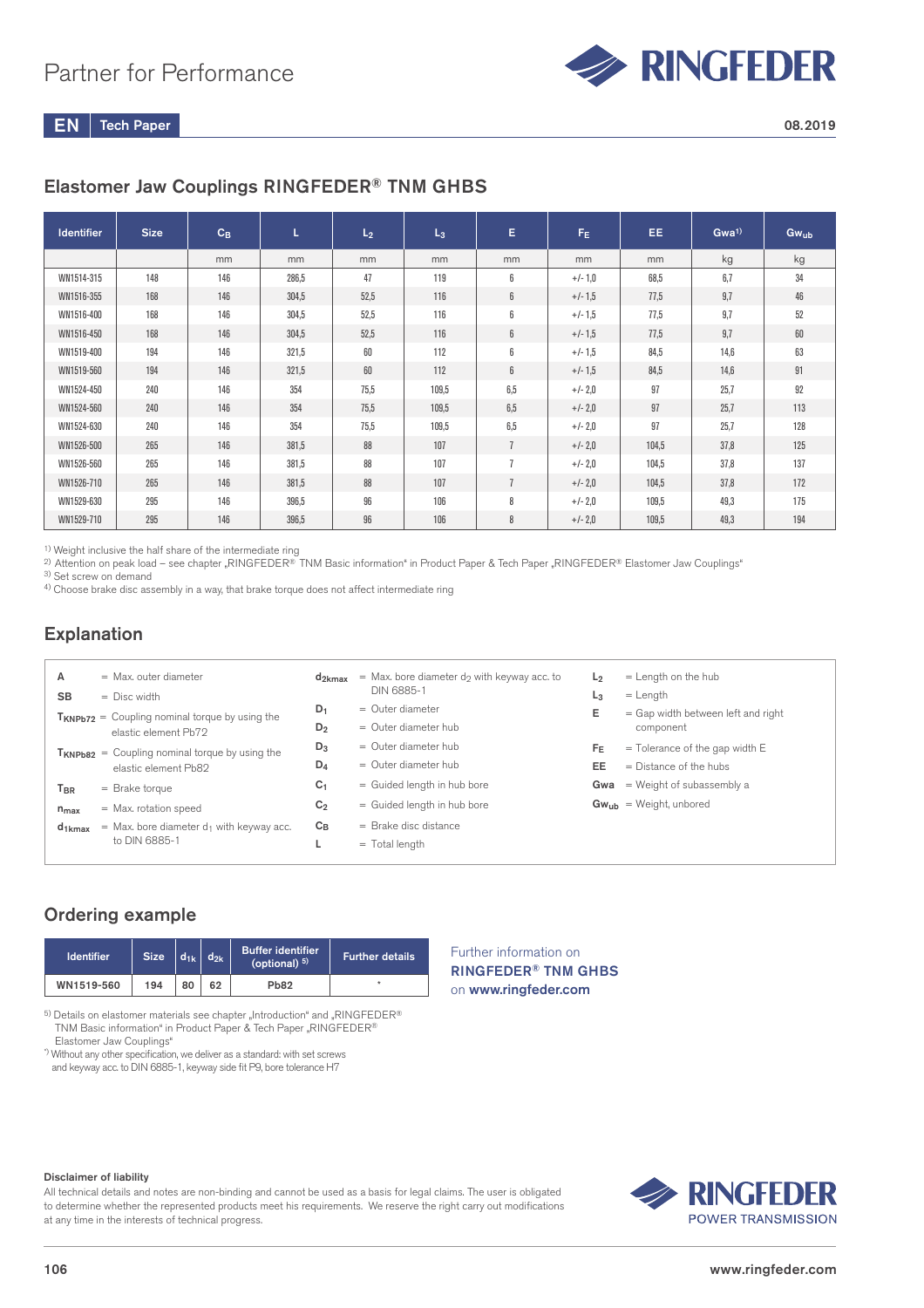Partner for Performance

EN Tech Paper

08.2019

## Elastomer Jaw Couplings RINGFEDER® TNM GHBS

| Identifier | Size | $C_B$ | L | $L_2$ | $L_3$ | E | $F_E$ | EE | Gwa[1] | $Gw_{ub}$ |
|---|---|---|---|---|---|---|---|---|---|---|
| | | mm | mm | mm | mm | mm | mm | mm | kg | kg |
| WN1514-315 | 148 | 146 | 286,5 | 47 | 119 | 6 | +/- 1,0 | 68,5 | 6,7 | 34 |
| WN1516-355 | 168 | 146 | 304,5 | 52,5 | 116 | 6 | +/- 1,5 | 77,5 | 9,7 | 46 |
| WN1516-400 | 168 | 146 | 304,5 | 52,5 | 116 | 6 | +/- 1,5 | 77,5 | 9,7 | 52 |
| WN1516-450 | 168 | 146 | 304,5 | 52,5 | 116 | 6 | +/- 1,5 | 77,5 | 9,7 | 60 |
| WN1519-400 | 194 | 146 | 321,5 | 60 | 112 | 6 | +/- 1,5 | 84,5 | 14,6 | 63 |
| WN1519-560 | 194 | 146 | 321,5 | 60 | 112 | 6 | +/- 1,5 | 84,5 | 14,6 | 91 |
| WN1524-450 | 240 | 146 | 354 | 75,5 | 109,5 | 6,5 | +/- 2,0 | 97 | 25,7 | 92 |
| WN1524-560 | 240 | 146 | 354 | 75,5 | 109,5 | 6,5 | +/- 2,0 | 97 | 25,7 | 113 |
| WN1524-630 | 240 | 146 | 354 | 75,5 | 109,5 | 6,5 | +/- 2,0 | 97 | 25,7 | 128 |
| WN1526-500 | 265 | 146 | 381,5 | 88 | 107 | 7 | +/- 2,0 | 104,5 | 37,8 | 125 |
| WN1526-560 | 265 | 146 | 381,5 | 88 | 107 | 7 | +/- 2,0 | 104,5 | 37,8 | 137 |
| WN1526-710 | 265 | 146 | 381,5 | 88 | 107 | 7 | +/- 2,0 | 104,5 | 37,8 | 172 |
| WN1529-630 | 295 | 146 | 396,5 | 96 | 106 | 8 | +/- 2,0 | 109,5 | 49,3 | 175 |
| WN1529-710 | 295 | 146 | 396,5 | 96 | 106 | 8 | +/- 2,0 | 109,5 | 49,3 | 194 |

[1] Weight inclusive the half share of the intermediate ring
[2] Attention on peak load – see chapter „RINGFEDER® TNM Basic information" in Product Paper & Tech Paper „RINGFEDER® Elastomer Jaw Couplings"
[3] Set screw on demand
[4] Choose brake disc assembly in a way, that brake torque does not affect intermediate ring

## Explanation

- **A** = Max. outer diameter
- **SB** = Disc width
- $T_{KNPb72}$ = Coupling nominal torque by using the elastic element Pb72
- $T_{KNPb82}$ = Coupling nominal torque by using the elastic element Pb82
- $T_{BR}$ = Brake torque
- $n_{max}$ = Max. rotation speed
- $d_{1kmax}$ = Max. bore diameter $d_1$ with keyway acc. to DIN 6885-1
- $d_{2kmax}$ = Max. bore diameter $d_2$ with keyway acc. to DIN 6885-1
- $D_1$ = Outer diameter
- $D_2$ = Outer diameter hub
- $D_3$ = Outer diameter hub
- $D_4$ = Outer diameter hub
- $C_1$ = Guided length in hub bore
- $C_2$ = Guided length in hub bore
- $C_B$ = Brake disc distance
- **L** = Total length
- $L_2$ = Length on the hub
- $L_3$ = Length
- **E** = Gap width between left and right component
- $F_E$ = Tolerance of the gap width E
- **EE** = Distance of the hubs
- **Gwa** = Weight of subassembly a
- $Gw_{ub}$ = Weight, unbored

## Ordering example

| Identifier | Size | $d_{1k}$ | $d_{2k}$ | Buffer identifier (optional) [5] | Further details |
|---|---|---|---|---|---|
| WN1519-560 | 194 | 80 | 62 | Pb82 | * |

[5] Details on elastomer materials see chapter „Introduction" and „RINGFEDER® TNM Basic information" in Product Paper & Tech Paper „RINGFEDER® Elastomer Jaw Couplings"
*) Without any other specification, we deliver as a standard: with set screws and keyway acc. to DIN 6885-1, keyway side fit P9, bore tolerance H7

Further information on **RINGFEDER® TNM GHBS** on **www.ringfeder.com**

**Disclaimer of liability**
All technical details and notes are non-binding and cannot be used as a basis for legal claims. The user is obligated to determine whether the represented products meet his requirements. We reserve the right carry out modifications at any time in the interests of technical progress.